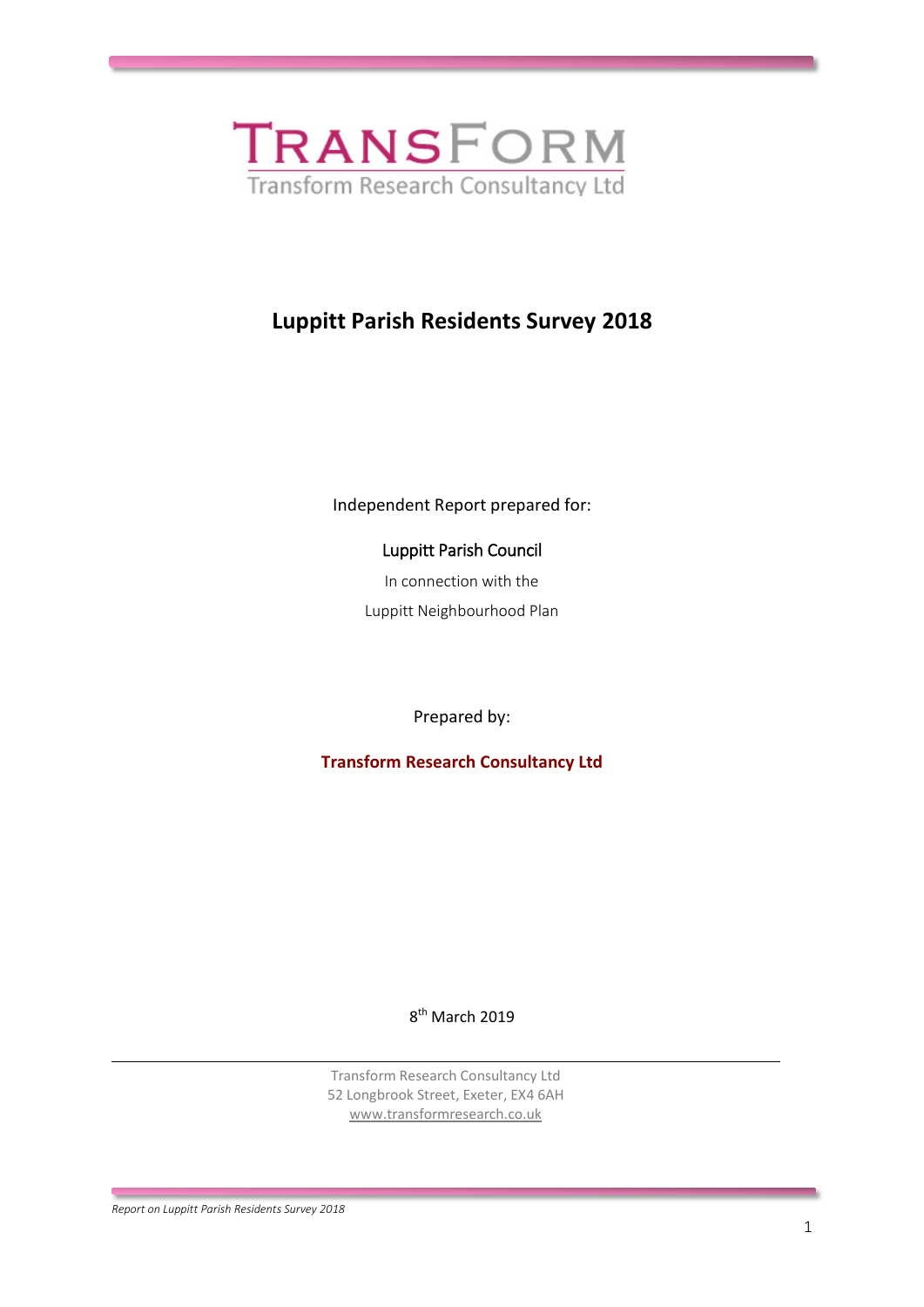TRANSFORM

Transform Research Consultancy Ltd

# Luppitt Parish Residents Survey 2018

Independent Report prepared for:

Luppitt Parish Council

In connection with the

Luppitt Neighbourhood Plan

Prepared by:

**Transform Research Consultancy Ltd**

8th March 2019

Transform Research Consultancy Ltd
52 Longbrook Street, Exeter, EX4 6AH
www.transformresearch.co.uk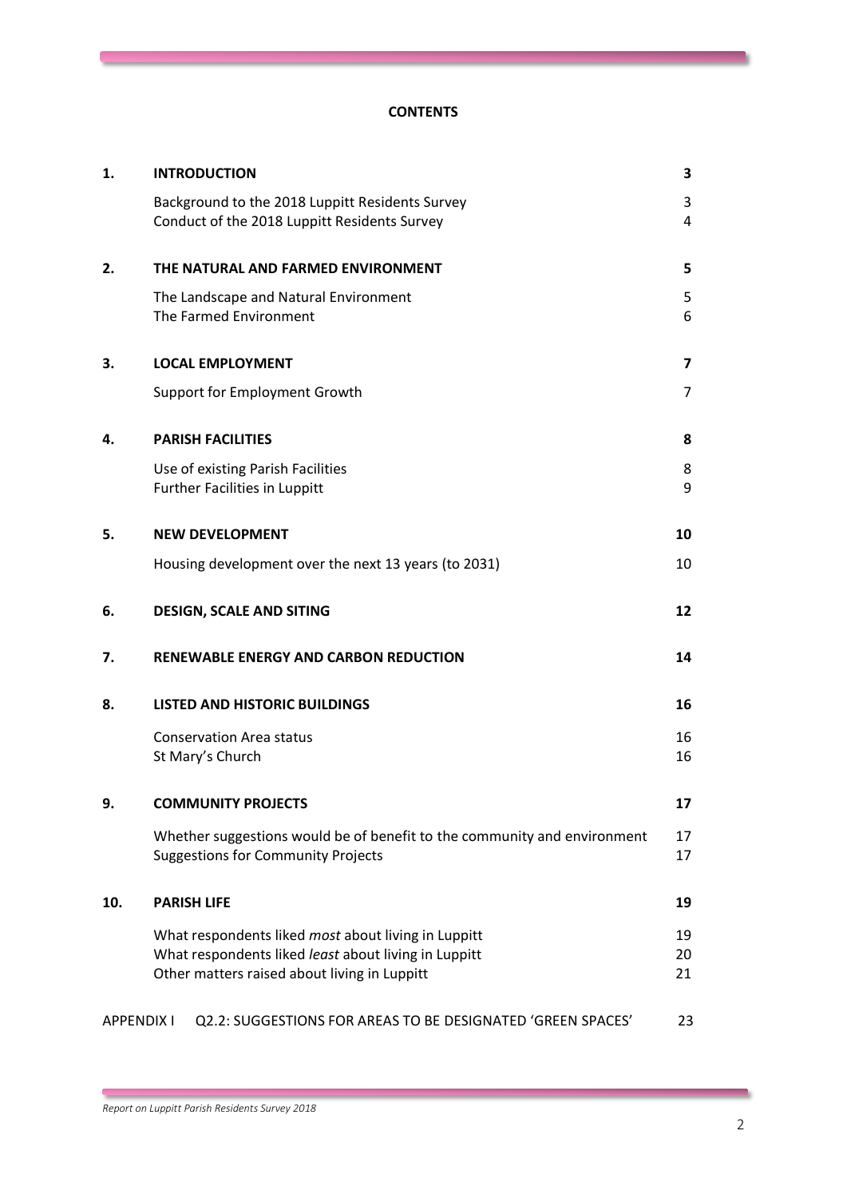# CONTENTS

| | | |
|---|---|---|
| **1.** | **INTRODUCTION** | **3** |
| | Background to the 2018 Luppitt Residents Survey | 3 |
| | Conduct of the 2018 Luppitt Residents Survey | 4 |
| **2.** | **THE NATURAL AND FARMED ENVIRONMENT** | **5** |
| | The Landscape and Natural Environment | 5 |
| | The Farmed Environment | 6 |
| **3.** | **LOCAL EMPLOYMENT** | **7** |
| | Support for Employment Growth | 7 |
| **4.** | **PARISH FACILITIES** | **8** |
| | Use of existing Parish Facilities | 8 |
| | Further Facilities in Luppitt | 9 |
| **5.** | **NEW DEVELOPMENT** | **10** |
| | Housing development over the next 13 years (to 2031) | 10 |
| **6.** | **DESIGN, SCALE AND SITING** | **12** |
| **7.** | **RENEWABLE ENERGY AND CARBON REDUCTION** | **14** |
| **8.** | **LISTED AND HISTORIC BUILDINGS** | **16** |
| | Conservation Area status | 16 |
| | St Mary's Church | 16 |
| **9.** | **COMMUNITY PROJECTS** | **17** |
| | Whether suggestions would be of benefit to the community and environment | 17 |
| | Suggestions for Community Projects | 17 |
| **10.** | **PARISH LIFE** | **19** |
| | What respondents liked *most* about living in Luppitt | 19 |
| | What respondents liked *least* about living in Luppitt | 20 |
| | Other matters raised about living in Luppitt | 21 |
| APPENDIX I | Q2.2: SUGGESTIONS FOR AREAS TO BE DESIGNATED 'GREEN SPACES' | 23 |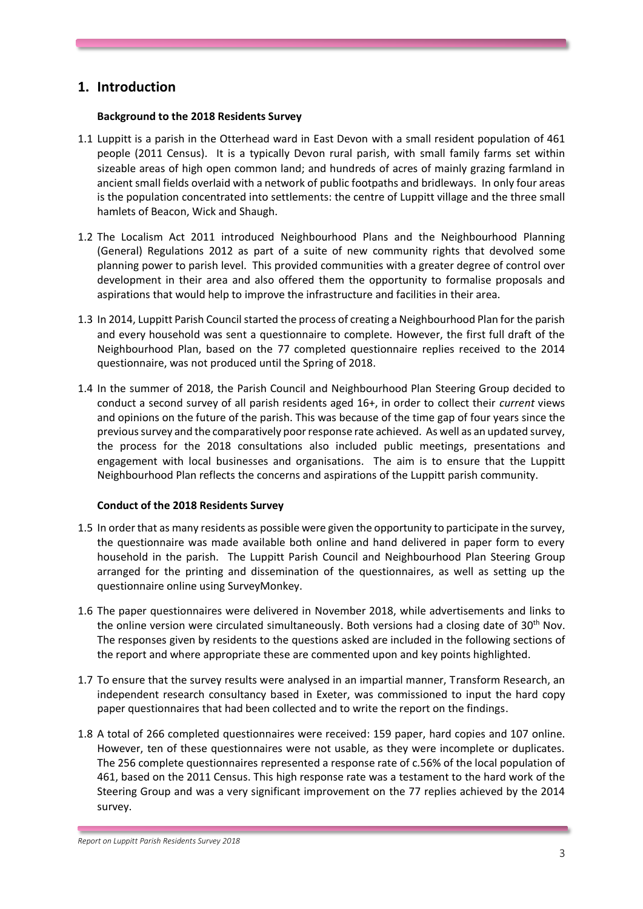# 1. Introduction

### Background to the 2018 Residents Survey

1.1 Luppitt is a parish in the Otterhead ward in East Devon with a small resident population of 461 people (2011 Census). It is a typically Devon rural parish, with small family farms set within sizeable areas of high open common land; and hundreds of acres of mainly grazing farmland in ancient small fields overlaid with a network of public footpaths and bridleways. In only four areas is the population concentrated into settlements: the centre of Luppitt village and the three small hamlets of Beacon, Wick and Shaugh.

1.2 The Localism Act 2011 introduced Neighbourhood Plans and the Neighbourhood Planning (General) Regulations 2012 as part of a suite of new community rights that devolved some planning power to parish level. This provided communities with a greater degree of control over development in their area and also offered them the opportunity to formalise proposals and aspirations that would help to improve the infrastructure and facilities in their area.

1.3 In 2014, Luppitt Parish Council started the process of creating a Neighbourhood Plan for the parish and every household was sent a questionnaire to complete. However, the first full draft of the Neighbourhood Plan, based on the 77 completed questionnaire replies received to the 2014 questionnaire, was not produced until the Spring of 2018.

1.4 In the summer of 2018, the Parish Council and Neighbourhood Plan Steering Group decided to conduct a second survey of all parish residents aged 16+, in order to collect their *current* views and opinions on the future of the parish. This was because of the time gap of four years since the previous survey and the comparatively poor response rate achieved. As well as an updated survey, the process for the 2018 consultations also included public meetings, presentations and engagement with local businesses and organisations. The aim is to ensure that the Luppitt Neighbourhood Plan reflects the concerns and aspirations of the Luppitt parish community.

### Conduct of the 2018 Residents Survey

1.5 In order that as many residents as possible were given the opportunity to participate in the survey, the questionnaire was made available both online and hand delivered in paper form to every household in the parish. The Luppitt Parish Council and Neighbourhood Plan Steering Group arranged for the printing and dissemination of the questionnaires, as well as setting up the questionnaire online using SurveyMonkey.

1.6 The paper questionnaires were delivered in November 2018, while advertisements and links to the online version were circulated simultaneously. Both versions had a closing date of 30th Nov. The responses given by residents to the questions asked are included in the following sections of the report and where appropriate these are commented upon and key points highlighted.

1.7 To ensure that the survey results were analysed in an impartial manner, Transform Research, an independent research consultancy based in Exeter, was commissioned to input the hard copy paper questionnaires that had been collected and to write the report on the findings.

1.8 A total of 266 completed questionnaires were received: 159 paper, hard copies and 107 online. However, ten of these questionnaires were not usable, as they were incomplete or duplicates. The 256 complete questionnaires represented a response rate of c.56% of the local population of 461, based on the 2011 Census. This high response rate was a testament to the hard work of the Steering Group and was a very significant improvement on the 77 replies achieved by the 2014 survey.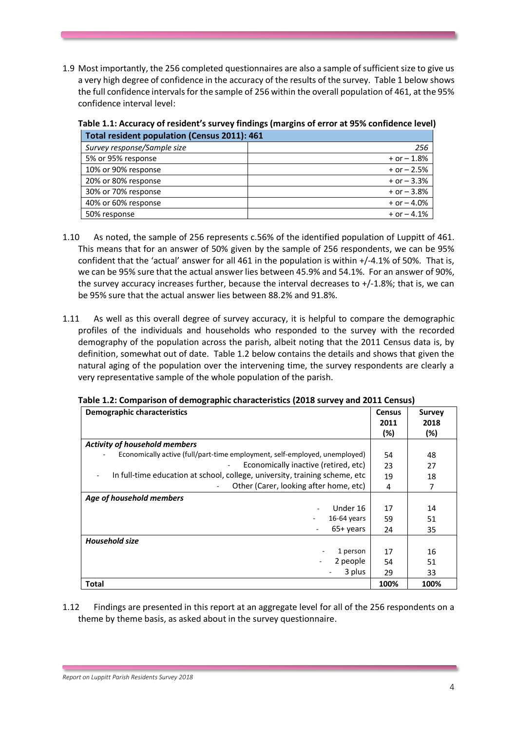1.9 Most importantly, the 256 completed questionnaires are also a sample of sufficient size to give us a very high degree of confidence in the accuracy of the results of the survey. Table 1 below shows the full confidence intervals for the sample of 256 within the overall population of 461, at the 95% confidence interval level:

**Table 1.1: Accuracy of resident's survey findings (margins of error at 95% confidence level)**

| Total resident population (Census 2011): 461 | |
|---|---|
| *Survey response/Sample size* | *256* |
| 5% or 95% response | + or – 1.8% |
| 10% or 90% response | + or – 2.5% |
| 20% or 80% response | + or – 3.3% |
| 30% or 70% response | + or – 3.8% |
| 40% or 60% response | + or – 4.0% |
| 50% response | + or – 4.1% |

1.10 As noted, the sample of 256 represents c.56% of the identified population of Luppitt of 461. This means that for an answer of 50% given by the sample of 256 respondents, we can be 95% confident that the 'actual' answer for all 461 in the population is within +/-4.1% of 50%. That is, we can be 95% sure that the actual answer lies between 45.9% and 54.1%. For an answer of 90%, the survey accuracy increases further, because the interval decreases to +/-1.8%; that is, we can be 95% sure that the actual answer lies between 88.2% and 91.8%.

1.11 As well as this overall degree of survey accuracy, it is helpful to compare the demographic profiles of the individuals and households who responded to the survey with the recorded demography of the population across the parish, albeit noting that the 2011 Census data is, by definition, somewhat out of date. Table 1.2 below contains the details and shows that given the natural aging of the population over the intervening time, the survey respondents are clearly a very representative sample of the whole population of the parish.

**Table 1.2: Comparison of demographic characteristics (2018 survey and 2011 Census)**

| Demographic characteristics | Census 2011 (%) | Survey 2018 (%) |
|---|---|---|
| ***Activity of household members*** | | |
| - Economically active (full/part-time employment, self-employed, unemployed) | 54 | 48 |
| - Economically inactive (retired, etc) | 23 | 27 |
| - In full-time education at school, college, university, training scheme, etc | 19 | 18 |
| - Other (Carer, looking after home, etc) | 4 | 7 |
| ***Age of household members*** | | |
| - Under 16 | 17 | 14 |
| - 16-64 years | 59 | 51 |
| - 65+ years | 24 | 35 |
| ***Household size*** | | |
| - 1 person | 17 | 16 |
| - 2 people | 54 | 51 |
| - 3 plus | 29 | 33 |
| **Total** | **100%** | **100%** |

1.12 Findings are presented in this report at an aggregate level for all of the 256 respondents on a theme by theme basis, as asked about in the survey questionnaire.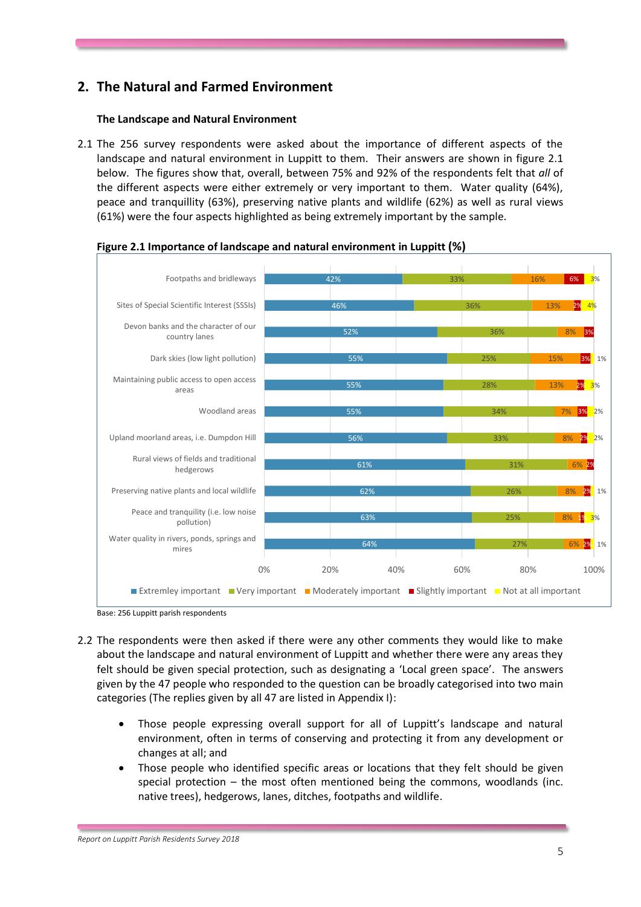## 2. The Natural and Farmed Environment

### The Landscape and Natural Environment

2.1 The 256 survey respondents were asked about the importance of different aspects of the landscape and natural environment in Luppitt to them. Their answers are shown in figure 2.1 below. The figures show that, overall, between 75% and 92% of the respondents felt that *all* of the different aspects were either extremely or very important to them. Water quality (64%), peace and tranquillity (63%), preserving native plants and wildlife (62%) as well as rural views (61%) were the four aspects highlighted as being extremely important by the sample.

**Figure 2.1 Importance of landscape and natural environment in Luppitt (%)**

| Aspect | Extremley important | Very important | Moderately important | Slightly important | Not at all important |
|---|---|---|---|---|---|
| Footpaths and bridleways | 42% | 33% | 16% | 6% | 3% |
| Sites of Special Scientific Interest (SSSIs) | 46% | 36% | 13% | 2% | 4% |
| Devon banks and the character of our country lanes | 52% | 36% | 8% | 3% | |
| Dark skies (low light pollution) | 55% | 25% | 15% | 3% | 1% |
| Maintaining public access to open access areas | 55% | 28% | 13% | 2% | 3% |
| Woodland areas | 55% | 34% | 7% | 3% | 2% |
| Upland moorland areas, i.e. Dumpdon Hill | 56% | 33% | 8% | 2% | 2% |
| Rural views of fields and traditional hedgerows | 61% | 31% | 6% | 2% | |
| Preserving native plants and local wildlife | 62% | 26% | 8% | 2% | 1% |
| Peace and tranquility (i.e. low noise pollution) | 63% | 25% | 8% | 1% | 3% |
| Water quality in rivers, ponds, springs and mires | 64% | 27% | 6% | 2% | 1% |

Base: 256 Luppitt parish respondents

2.2 The respondents were then asked if there were any other comments they would like to make about the landscape and natural environment of Luppitt and whether there were any areas they felt should be given special protection, such as designating a 'Local green space'. The answers given by the 47 people who responded to the question can be broadly categorised into two main categories (The replies given by all 47 are listed in Appendix I):

- Those people expressing overall support for all of Luppitt's landscape and natural environment, often in terms of conserving and protecting it from any development or changes at all; and
- Those people who identified specific areas or locations that they felt should be given special protection – the most often mentioned being the commons, woodlands (inc. native trees), hedgerows, lanes, ditches, footpaths and wildlife.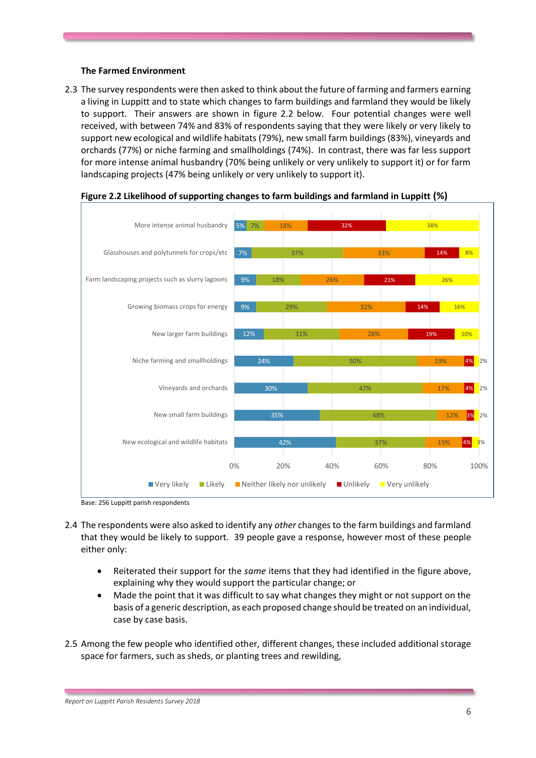### The Farmed Environment

2.3 The survey respondents were then asked to think about the future of farming and farmers earning a living in Luppitt and to state which changes to farm buildings and farmland they would be likely to support. Their answers are shown in figure 2.2 below. Four potential changes were well received, with between 74% and 83% of respondents saying that they were likely or very likely to support new ecological and wildlife habitats (79%), new small farm buildings (83%), vineyards and orchards (77%) or niche farming and smallholdings (74%). In contrast, there was far less support for more intense animal husbandry (70% being unlikely or very unlikely to support it) or for farm landscaping projects (47% being unlikely or very unlikely to support it).

**Figure 2.2 Likelihood of supporting changes to farm buildings and farmland in Luppitt (%)**

| | Very likely | Likely | Neither likely nor unlikely | Unlikely | Very unlikely |
|---|---|---|---|---|---|
| More intense animal husbandry | 5% | 7% | 18% | 32% | 38% |
| Glasshouses and polytunnels for crops/etc | 7% | 37% | 33% | 14% | 8% |
| Farm landscaping projects such as slurry lagoons | 9% | 18% | 26% | 21% | 26% |
| Growing biomass crops for energy | 9% | 29% | 32% | 14% | 16% |
| New larger farm buildings | 12% | 31% | 28% | 19% | 10% |
| Niche farming and smallholdings | 24% | 50% | 19% | 4% | 2% |
| Vineyards and orchards | 30% | 47% | 17% | 4% | 2% |
| New small farm buildings | 35% | 48% | 12% | 3% | 2% |
| New ecological and wildlife habitats | 42% | 37% | 15% | 4% | 3% |

Base: 256 Luppitt parish respondents

2.4 The respondents were also asked to identify any *other* changes to the farm buildings and farmland that they would be likely to support. 39 people gave a response, however most of these people either only:

- Reiterated their support for the *same* items that they had identified in the figure above, explaining why they would support the particular change; or
- Made the point that it was difficult to say what changes they might or not support on the basis of a generic description, as each proposed change should be treated on an individual, case by case basis.

2.5 Among the few people who identified other, different changes, these included additional storage space for farmers, such as sheds, or planting trees and rewilding,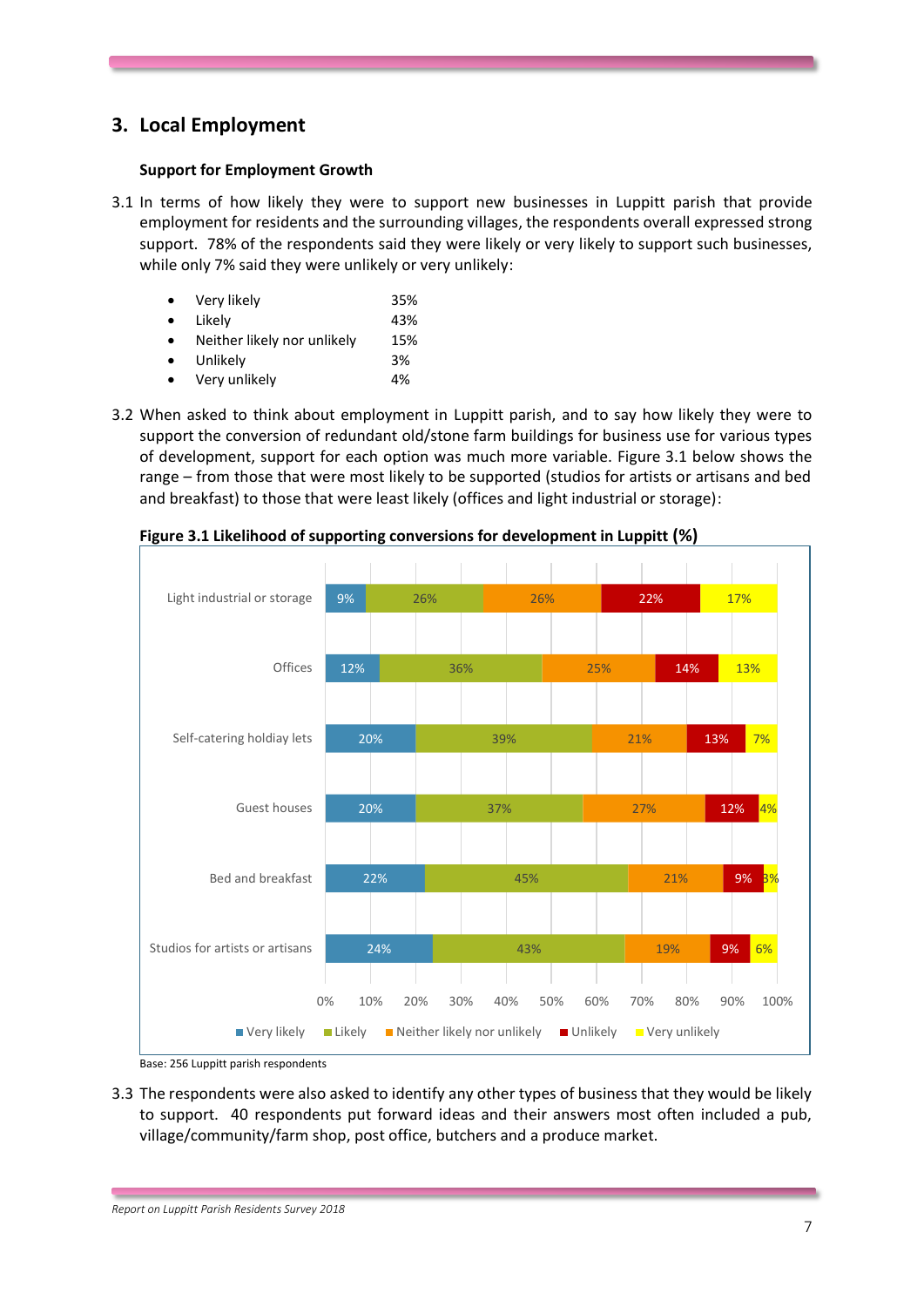## 3. Local Employment

### Support for Employment Growth

3.1 In terms of how likely they were to support new businesses in Luppitt parish that provide employment for residents and the surrounding villages, the respondents overall expressed strong support. 78% of the respondents said they were likely or very likely to support such businesses, while only 7% said they were unlikely or very unlikely:

- Very likely 35%
- Likely 43%
- Neither likely nor unlikely 15%
- Unlikely 3%
- Very unlikely 4%

3.2 When asked to think about employment in Luppitt parish, and to say how likely they were to support the conversion of redundant old/stone farm buildings for business use for various types of development, support for each option was much more variable. Figure 3.1 below shows the range – from those that were most likely to be supported (studios for artists or artisans and bed and breakfast) to those that were least likely (offices and light industrial or storage):

**Figure 3.1 Likelihood of supporting conversions for development in Luppitt (%)**

| | Very likely | Likely | Neither likely nor unlikely | Unlikely | Very unlikely |
|---|---|---|---|---|---|
| Light industrial or storage | 9% | 26% | 26% | 22% | 17% |
| Offices | 12% | 36% | 25% | 14% | 13% |
| Self-catering holdiay lets | 20% | 39% | 21% | 13% | 7% |
| Guest houses | 20% | 37% | 27% | 12% | 4% |
| Bed and breakfast | 22% | 45% | 21% | 9% | 3% |
| Studios for artists or artisans | 24% | 43% | 19% | 9% | 6% |

Base: 256 Luppitt parish respondents

3.3 The respondents were also asked to identify any other types of business that they would be likely to support. 40 respondents put forward ideas and their answers most often included a pub, village/community/farm shop, post office, butchers and a produce market.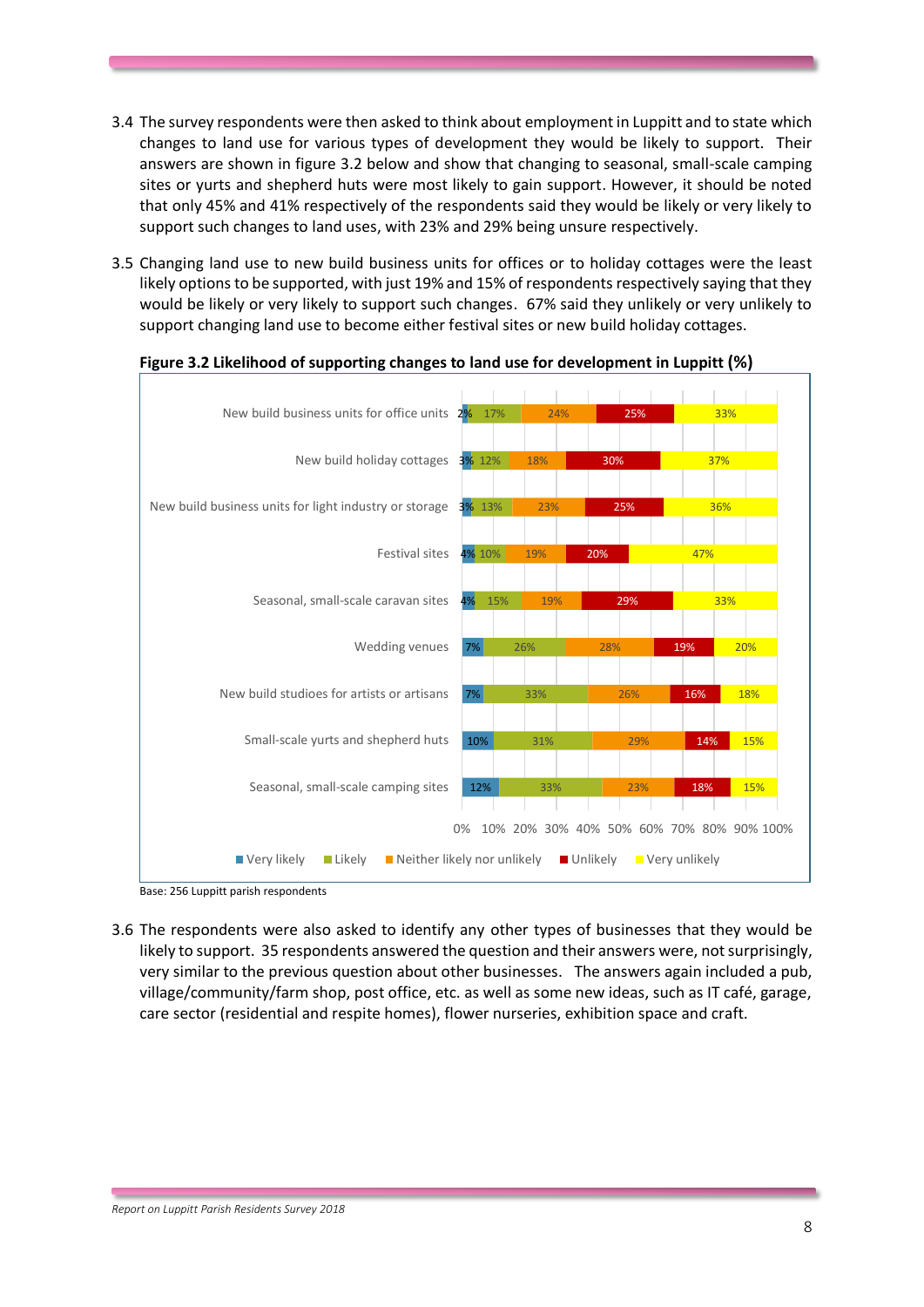3.4 The survey respondents were then asked to think about employment in Luppitt and to state which changes to land use for various types of development they would be likely to support. Their answers are shown in figure 3.2 below and show that changing to seasonal, small-scale camping sites or yurts and shepherd huts were most likely to gain support. However, it should be noted that only 45% and 41% respectively of the respondents said they would be likely or very likely to support such changes to land uses, with 23% and 29% being unsure respectively.

3.5 Changing land use to new build business units for offices or to holiday cottages were the least likely options to be supported, with just 19% and 15% of respondents respectively saying that they would be likely or very likely to support such changes. 67% said they unlikely or very unlikely to support changing land use to become either festival sites or new build holiday cottages.

**Figure 3.2 Likelihood of supporting changes to land use for development in Luppitt (%)**

| | Very likely | Likely | Neither likely nor unlikely | Unlikely | Very unlikely |
|---|---|---|---|---|---|
| New build business units for office units | 2% | 17% | 24% | 25% | 33% |
| New build holiday cottages | 3% | 12% | 18% | 30% | 37% |
| New build business units for light industry or storage | 3% | 13% | 23% | 25% | 36% |
| Festival sites | 4% | 10% | 19% | 20% | 47% |
| Seasonal, small-scale caravan sites | 4% | 15% | 19% | 29% | 33% |
| Wedding venues | 7% | 26% | 28% | 19% | 20% |
| New build studioes for artists or artisans | 7% | 33% | 26% | 16% | 18% |
| Small-scale yurts and shepherd huts | 10% | 31% | 29% | 14% | 15% |
| Seasonal, small-scale camping sites | 12% | 33% | 23% | 18% | 15% |

Base: 256 Luppitt parish respondents

3.6 The respondents were also asked to identify any other types of businesses that they would be likely to support. 35 respondents answered the question and their answers were, not surprisingly, very similar to the previous question about other businesses. The answers again included a pub, village/community/farm shop, post office, etc. as well as some new ideas, such as IT café, garage, care sector (residential and respite homes), flower nurseries, exhibition space and craft.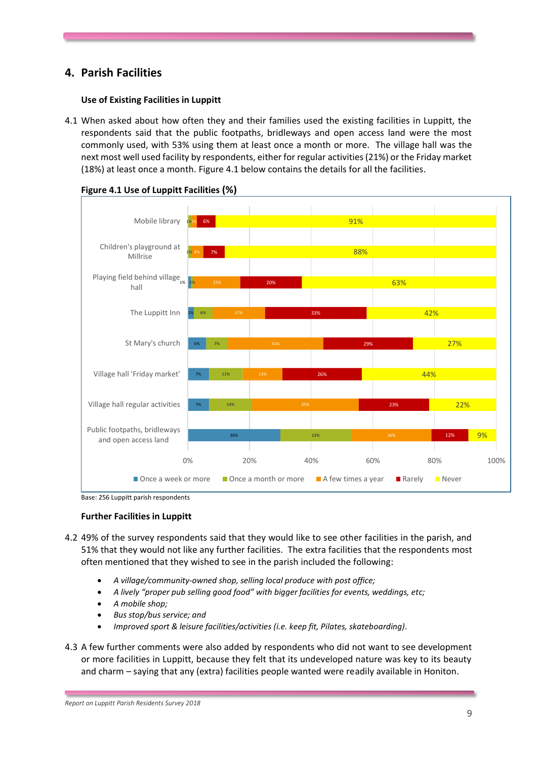# 4. Parish Facilities

### Use of Existing Facilities in Luppitt

4.1 When asked about how often they and their families used the existing facilities in Luppitt, the respondents said that the public footpaths, bridleways and open access land were the most commonly used, with 53% using them at least once a month or more. The village hall was the next most well used facility by respondents, either for regular activities (21%) or the Friday market (18%) at least once a month. Figure 4.1 below contains the details for all the facilities.

**Figure 4.1 Use of Luppitt Facilities (%)**

| Facility | Once a week or more | Once a month or more | A few times a year | Rarely | Never |
|---|---|---|---|---|---|
| Mobile library | | 1% | 2% | 6% | 91% |
| Children's playground at Millrise | | 1% | 4% | 7% | 88% |
| Playing field behind village hall | 1% | 1% | 15% | 20% | 63% |
| The Luppitt Inn | 2% | 6% | 17% | 33% | 42% |
| St Mary's church | 6% | 7% | 31% | 29% | 27% |
| Village hall 'Friday market' | 7% | 11% | 13% | 26% | 44% |
| Village hall regular activities | 7% | 14% | 35% | 23% | 22% |
| Public footpaths, bridleways and open access land | 30% | 23% | 26% | 12% | 9% |

Base: 256 Luppitt parish respondents

### Further Facilities in Luppitt

4.2 49% of the survey respondents said that they would like to see other facilities in the parish, and 51% that they would not like any further facilities. The extra facilities that the respondents most often mentioned that they wished to see in the parish included the following:

- *A village/community-owned shop, selling local produce with post office;*
- *A lively "proper pub selling good food" with bigger facilities for events, weddings, etc;*
- *A mobile shop;*
- *Bus stop/bus service; and*
- *Improved sport & leisure facilities/activities (i.e. keep fit, Pilates, skateboarding).*

4.3 A few further comments were also added by respondents who did not want to see development or more facilities in Luppitt, because they felt that its undeveloped nature was key to its beauty and charm – saying that any (extra) facilities people wanted were readily available in Honiton.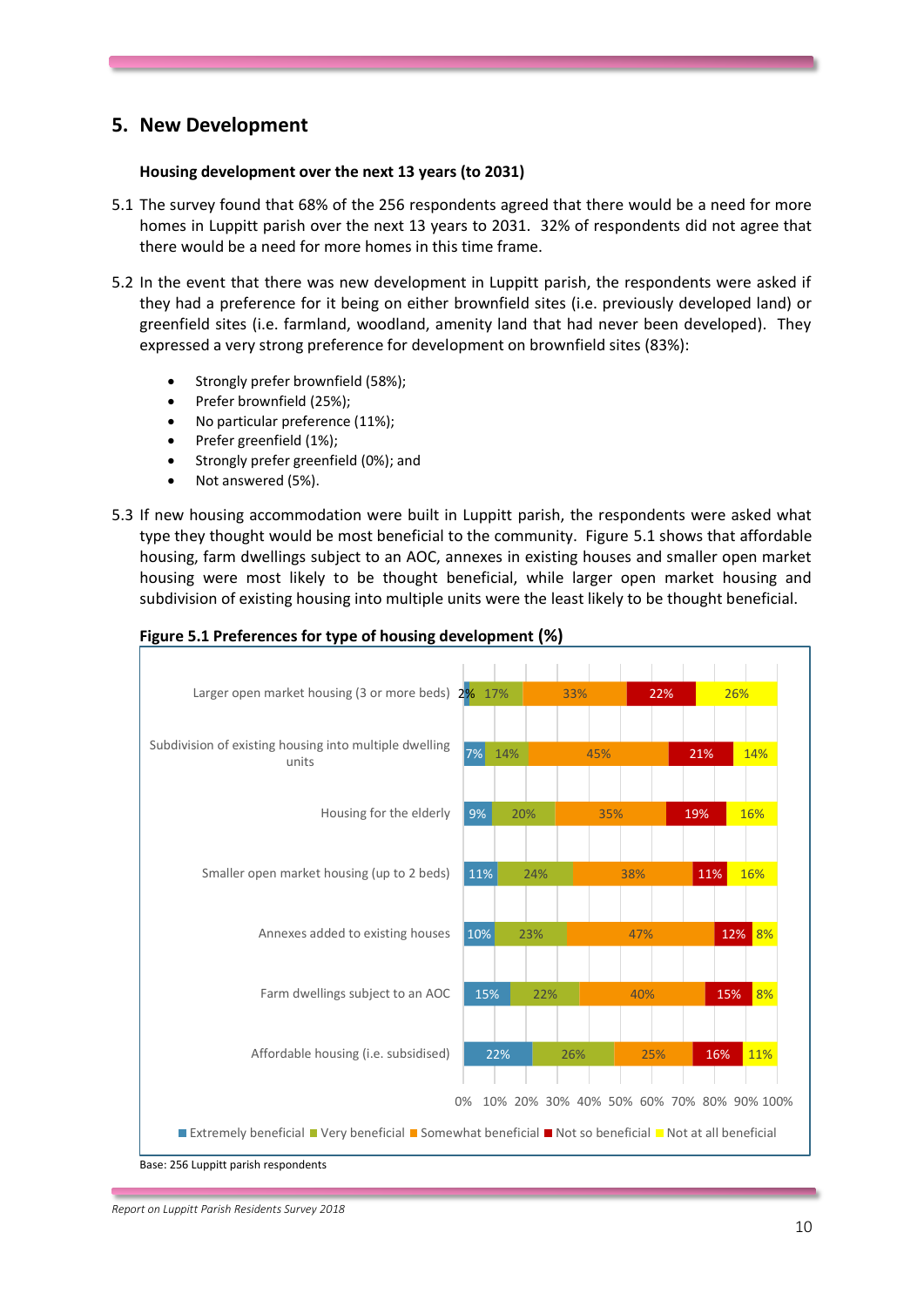# 5. New Development

**Housing development over the next 13 years (to 2031)**

5.1 The survey found that 68% of the 256 respondents agreed that there would be a need for more homes in Luppitt parish over the next 13 years to 2031. 32% of respondents did not agree that there would be a need for more homes in this time frame.

5.2 In the event that there was new development in Luppitt parish, the respondents were asked if they had a preference for it being on either brownfield sites (i.e. previously developed land) or greenfield sites (i.e. farmland, woodland, amenity land that had never been developed). They expressed a very strong preference for development on brownfield sites (83%):

- Strongly prefer brownfield (58%);
- Prefer brownfield (25%);
- No particular preference (11%);
- Prefer greenfield (1%);
- Strongly prefer greenfield (0%); and
- Not answered (5%).

5.3 If new housing accommodation were built in Luppitt parish, the respondents were asked what type they thought would be most beneficial to the community. Figure 5.1 shows that affordable housing, farm dwellings subject to an AOC, annexes in existing houses and smaller open market housing were most likely to be thought beneficial, while larger open market housing and subdivision of existing housing into multiple units were the least likely to be thought beneficial.

**Figure 5.1 Preferences for type of housing development (%)**

| | Extremely beneficial | Very beneficial | Somewhat beneficial | Not so beneficial | Not at all beneficial |
|---|---|---|---|---|---|
| Larger open market housing (3 or more beds) | 2% | 17% | 33% | 22% | 26% |
| Subdivision of existing housing into multiple dwelling units | 7% | 14% | 45% | 21% | 14% |
| Housing for the elderly | 9% | 20% | 35% | 19% | 16% |
| Smaller open market housing (up to 2 beds) | 11% | 24% | 38% | 11% | 16% |
| Annexes added to existing houses | 10% | 23% | 47% | 12% | 8% |
| Farm dwellings subject to an AOC | 15% | 22% | 40% | 15% | 8% |
| Affordable housing (i.e. subsidised) | 22% | 26% | 25% | 16% | 11% |

Base: 256 Luppitt parish respondents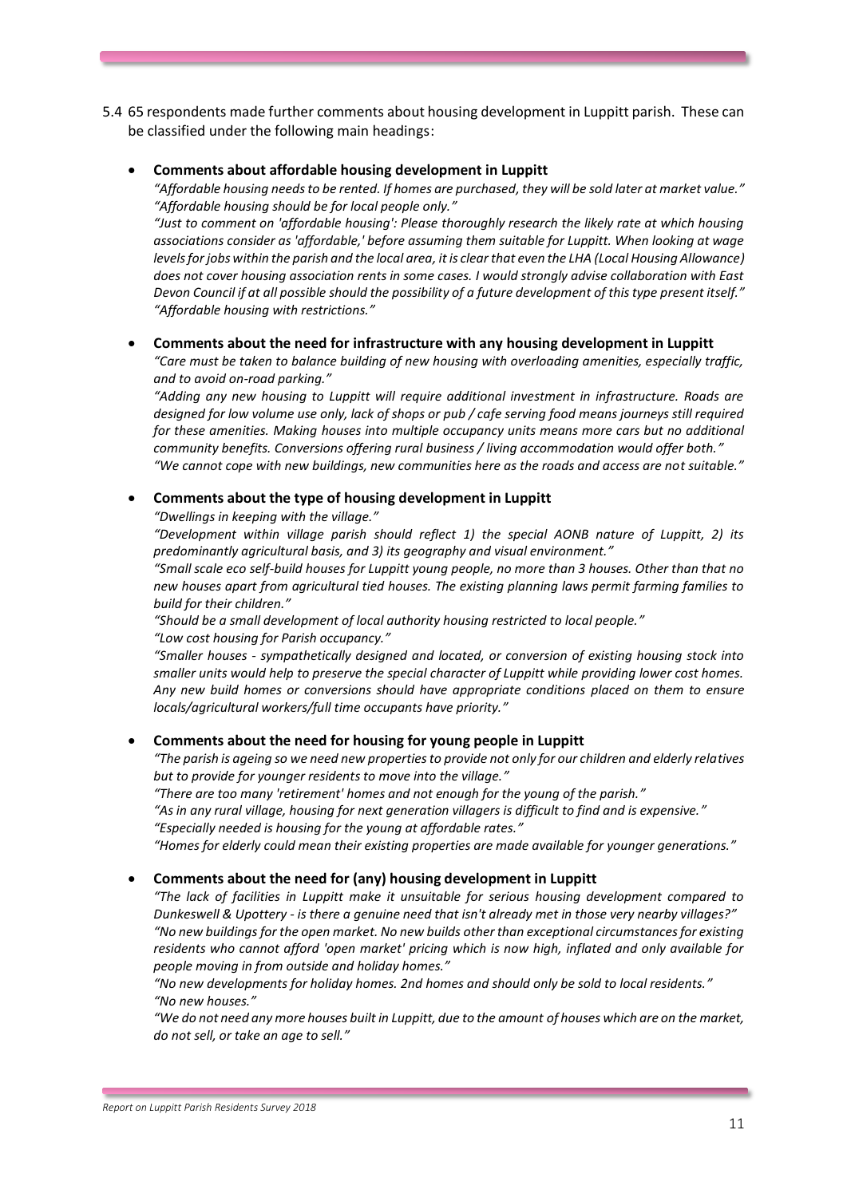5.4 65 respondents made further comments about housing development in Luppitt parish. These can be classified under the following main headings:

- **Comments about affordable housing development in Luppitt**

  *"Affordable housing needs to be rented. If homes are purchased, they will be sold later at market value."*
  *"Affordable housing should be for local people only."*
  *"Just to comment on 'affordable housing': Please thoroughly research the likely rate at which housing associations consider as 'affordable,' before assuming them suitable for Luppitt. When looking at wage levels for jobs within the parish and the local area, it is clear that even the LHA (Local Housing Allowance) does not cover housing association rents in some cases. I would strongly advise collaboration with East Devon Council if at all possible should the possibility of a future development of this type present itself."*
  *"Affordable housing with restrictions."*

- **Comments about the need for infrastructure with any housing development in Luppitt**

  *"Care must be taken to balance building of new housing with overloading amenities, especially traffic, and to avoid on-road parking."*
  *"Adding any new housing to Luppitt will require additional investment in infrastructure. Roads are designed for low volume use only, lack of shops or pub / cafe serving food means journeys still required for these amenities. Making houses into multiple occupancy units means more cars but no additional community benefits. Conversions offering rural business / living accommodation would offer both."*
  *"We cannot cope with new buildings, new communities here as the roads and access are not suitable."*

- **Comments about the type of housing development in Luppitt**

  *"Dwellings in keeping with the village."*
  *"Development within village parish should reflect 1) the special AONB nature of Luppitt, 2) its predominantly agricultural basis, and 3) its geography and visual environment."*
  *"Small scale eco self-build houses for Luppitt young people, no more than 3 houses. Other than that no new houses apart from agricultural tied houses. The existing planning laws permit farming families to build for their children."*
  *"Should be a small development of local authority housing restricted to local people."*
  *"Low cost housing for Parish occupancy."*
  *"Smaller houses - sympathetically designed and located, or conversion of existing housing stock into smaller units would help to preserve the special character of Luppitt while providing lower cost homes. Any new build homes or conversions should have appropriate conditions placed on them to ensure locals/agricultural workers/full time occupants have priority."*

- **Comments about the need for housing for young people in Luppitt**

  *"The parish is ageing so we need new properties to provide not only for our children and elderly relatives but to provide for younger residents to move into the village."*
  *"There are too many 'retirement' homes and not enough for the young of the parish."*
  *"As in any rural village, housing for next generation villagers is difficult to find and is expensive."*
  *"Especially needed is housing for the young at affordable rates."*
  *"Homes for elderly could mean their existing properties are made available for younger generations."*

- **Comments about the need for (any) housing development in Luppitt**

  *"The lack of facilities in Luppitt make it unsuitable for serious housing development compared to Dunkeswell & Upottery - is there a genuine need that isn't already met in those very nearby villages?"*
  *"No new buildings for the open market. No new builds other than exceptional circumstances for existing residents who cannot afford 'open market' pricing which is now high, inflated and only available for people moving in from outside and holiday homes."*
  *"No new developments for holiday homes. 2nd homes and should only be sold to local residents."*
  *"No new houses."*
  *"We do not need any more houses built in Luppitt, due to the amount of houses which are on the market, do not sell, or take an age to sell."*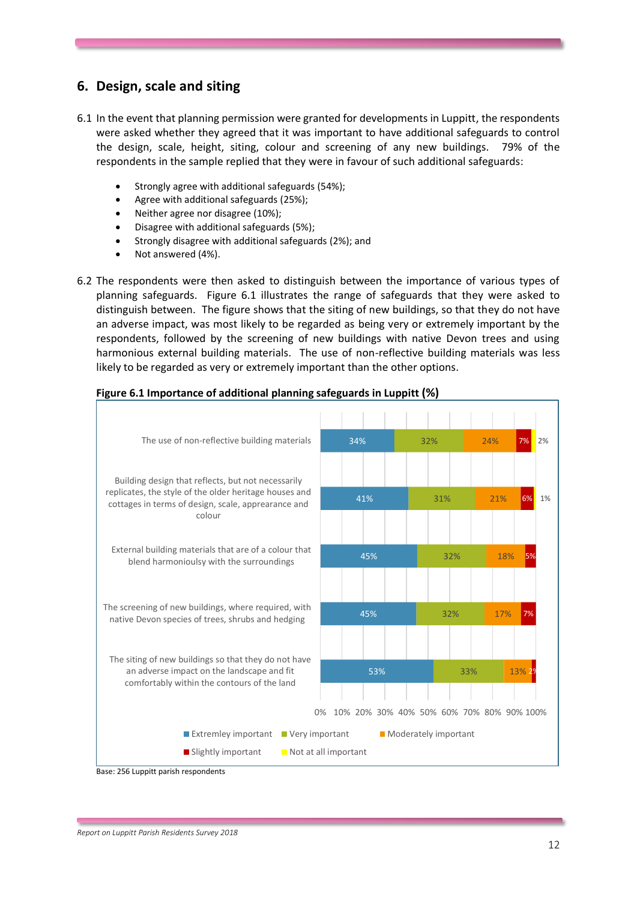## 6. Design, scale and siting

6.1 In the event that planning permission were granted for developments in Luppitt, the respondents were asked whether they agreed that it was important to have additional safeguards to control the design, scale, height, siting, colour and screening of any new buildings. 79% of the respondents in the sample replied that they were in favour of such additional safeguards:

- Strongly agree with additional safeguards (54%);
- Agree with additional safeguards (25%);
- Neither agree nor disagree (10%);
- Disagree with additional safeguards (5%);
- Strongly disagree with additional safeguards (2%); and
- Not answered (4%).

6.2 The respondents were then asked to distinguish between the importance of various types of planning safeguards. Figure 6.1 illustrates the range of safeguards that they were asked to distinguish between. The figure shows that the siting of new buildings, so that they do not have an adverse impact, was most likely to be regarded as being very or extremely important by the respondents, followed by the screening of new buildings with native Devon trees and using harmonious external building materials. The use of non-reflective building materials was less likely to be regarded as very or extremely important than the other options.

**Figure 6.1 Importance of additional planning safeguards in Luppitt (%)**

| Safeguard | Extremley important | Very important | Moderately important | Slightly important | Not at all important |
|---|---|---|---|---|---|
| The use of non-reflective building materials | 34% | 32% | 24% | 7% | 2% |
| Building design that reflects, but not necessarily replicates, the style of the older heritage houses and cottages in terms of design, scale, appearance and colour | 41% | 31% | 21% | 6% | 1% |
| External building materials that are of a colour that blend harmonioulsy with the surroundings | 45% | 32% | 18% | 5% | |
| The screening of new buildings, where required, with native Devon species of trees, shrubs and hedging | 45% | 32% | 17% | 7% | |
| The siting of new buildings so that they do not have an adverse impact on the landscape and fit comfortably within the contours of the land | 53% | 33% | 13% | 2% | |

Base: 256 Luppitt parish respondents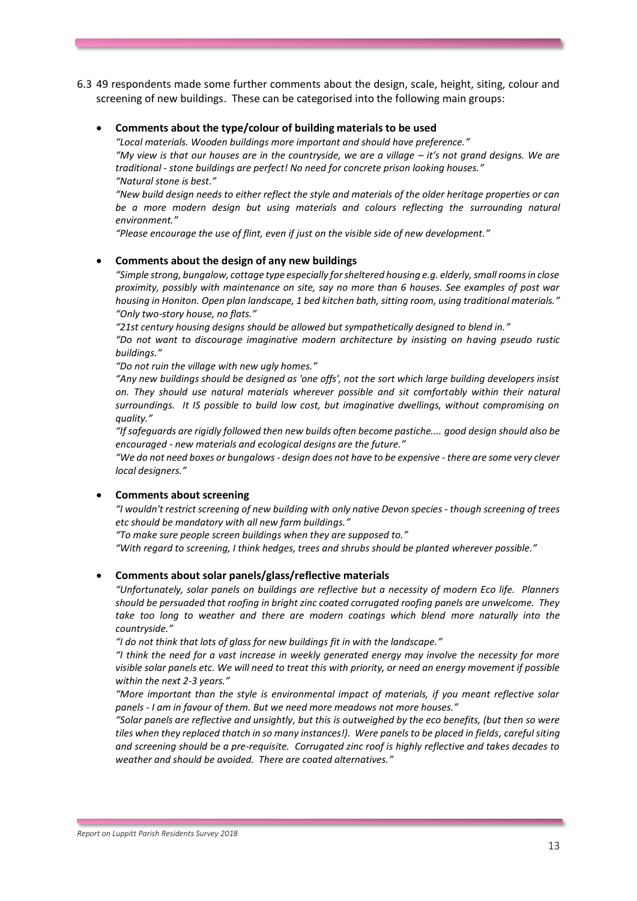6.3 49 respondents made some further comments about the design, scale, height, siting, colour and screening of new buildings. These can be categorised into the following main groups:

- **Comments about the type/colour of building materials to be used**
  *"Local materials. Wooden buildings more important and should have preference."*
  *"My view is that our houses are in the countryside, we are a village – it's not grand designs. We are traditional - stone buildings are perfect! No need for concrete prison looking houses."*
  *"Natural stone is best."*
  *"New build design needs to either reflect the style and materials of the older heritage properties or can be a more modern design but using materials and colours reflecting the surrounding natural environment."*
  *"Please encourage the use of flint, even if just on the visible side of new development."*

- **Comments about the design of any new buildings**
  *"Simple strong, bungalow, cottage type especially for sheltered housing e.g. elderly, small rooms in close proximity, possibly with maintenance on site, say no more than 6 houses. See examples of post war housing in Honiton. Open plan landscape, 1 bed kitchen bath, sitting room, using traditional materials."*
  *"Only two-story house, no flats."*
  *"21st century housing designs should be allowed but sympathetically designed to blend in."*
  *"Do not want to discourage imaginative modern architecture by insisting on having pseudo rustic buildings."*
  *"Do not ruin the village with new ugly homes."*
  *"Any new buildings should be designed as 'one offs', not the sort which large building developers insist on. They should use natural materials wherever possible and sit comfortably within their natural surroundings. It IS possible to build low cost, but imaginative dwellings, without compromising on quality."*
  *"If safeguards are rigidly followed then new builds often become pastiche.... good design should also be encouraged - new materials and ecological designs are the future."*
  *"We do not need boxes or bungalows - design does not have to be expensive - there are some very clever local designers."*

- **Comments about screening**
  *"I wouldn't restrict screening of new building with only native Devon species - though screening of trees etc should be mandatory with all new farm buildings."*
  *"To make sure people screen buildings when they are supposed to."*
  *"With regard to screening, I think hedges, trees and shrubs should be planted wherever possible."*

- **Comments about solar panels/glass/reflective materials**
  *"Unfortunately, solar panels on buildings are reflective but a necessity of modern Eco life. Planners should be persuaded that roofing in bright zinc coated corrugated roofing panels are unwelcome. They take too long to weather and there are modern coatings which blend more naturally into the countryside."*
  *"I do not think that lots of glass for new buildings fit in with the landscape."*
  *"I think the need for a vast increase in weekly generated energy may involve the necessity for more visible solar panels etc. We will need to treat this with priority, or need an energy movement if possible within the next 2-3 years."*
  *"More important than the style is environmental impact of materials, if you meant reflective solar panels - I am in favour of them. But we need more meadows not more houses."*
  *"Solar panels are reflective and unsightly, but this is outweighed by the eco benefits, (but then so were tiles when they replaced thatch in so many instances!). Were panels to be placed in fields, careful siting and screening should be a pre-requisite. Corrugated zinc roof is highly reflective and takes decades to weather and should be avoided. There are coated alternatives."*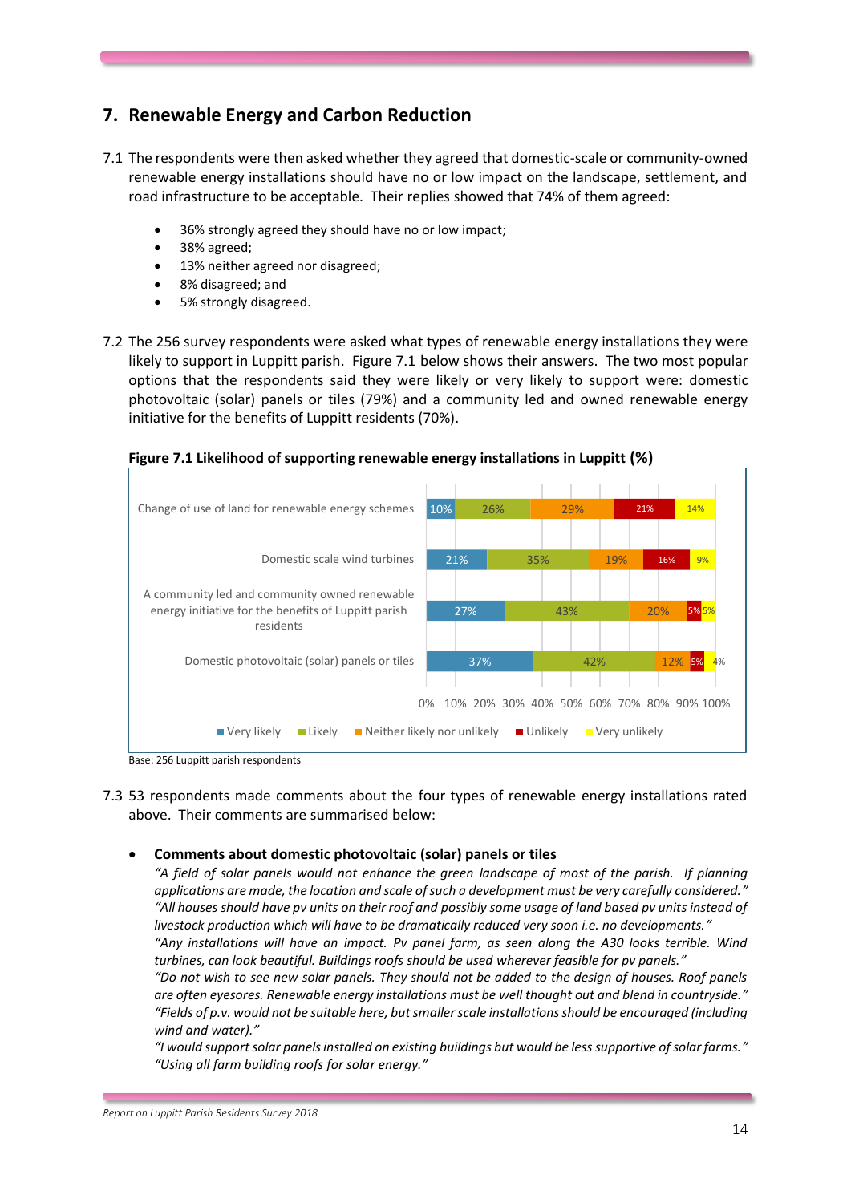## 7. Renewable Energy and Carbon Reduction

7.1 The respondents were then asked whether they agreed that domestic-scale or community-owned renewable energy installations should have no or low impact on the landscape, settlement, and road infrastructure to be acceptable. Their replies showed that 74% of them agreed:

- 36% strongly agreed they should have no or low impact;
- 38% agreed;
- 13% neither agreed nor disagreed;
- 8% disagreed; and
- 5% strongly disagreed.

7.2 The 256 survey respondents were asked what types of renewable energy installations they were likely to support in Luppitt parish. Figure 7.1 below shows their answers. The two most popular options that the respondents said they were likely or very likely to support were: domestic photovoltaic (solar) panels or tiles (79%) and a community led and owned renewable energy initiative for the benefits of Luppitt residents (70%).

**Figure 7.1 Likelihood of supporting renewable energy installations in Luppitt (%)**

| | Very likely | Likely | Neither likely nor unlikely | Unlikely | Very unlikely |
|---|---|---|---|---|---|
| Change of use of land for renewable energy schemes | 10% | 26% | 29% | 21% | 14% |
| Domestic scale wind turbines | 21% | 35% | 19% | 16% | 9% |
| A community led and community owned renewable energy initiative for the benefits of Luppitt parish residents | 27% | 43% | 20% | 5% | 5% |
| Domestic photovoltaic (solar) panels or tiles | 37% | 42% | 12% | 5% | 4% |

Base: 256 Luppitt parish respondents

7.3 53 respondents made comments about the four types of renewable energy installations rated above. Their comments are summarised below:

- **Comments about domestic photovoltaic (solar) panels or tiles**

  *"A field of solar panels would not enhance the green landscape of most of the parish. If planning applications are made, the location and scale of such a development must be very carefully considered."*
  *"All houses should have pv units on their roof and possibly some usage of land based pv units instead of livestock production which will have to be dramatically reduced very soon i.e. no developments."*
  *"Any installations will have an impact. Pv panel farm, as seen along the A30 looks terrible. Wind turbines, can look beautiful. Buildings roofs should be used wherever feasible for pv panels."*
  *"Do not wish to see new solar panels. They should not be added to the design of houses. Roof panels are often eyesores. Renewable energy installations must be well thought out and blend in countryside."*
  *"Fields of p.v. would not be suitable here, but smaller scale installations should be encouraged (including wind and water)."*
  *"I would support solar panels installed on existing buildings but would be less supportive of solar farms."*
  *"Using all farm building roofs for solar energy."*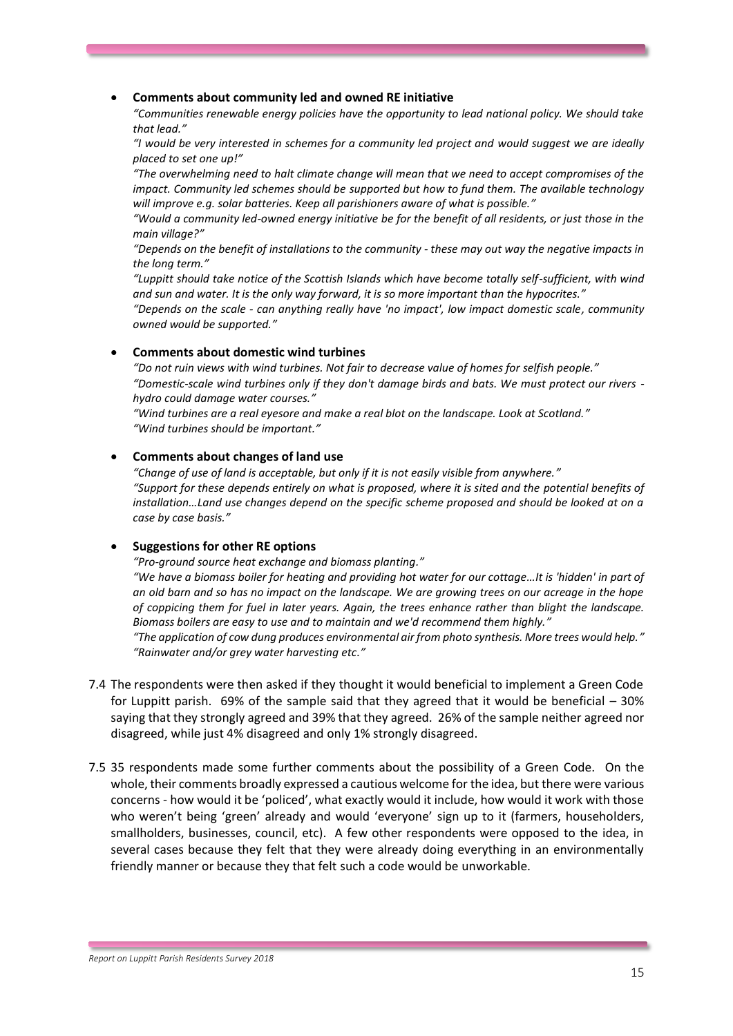- **Comments about community led and owned RE initiative**

  *"Communities renewable energy policies have the opportunity to lead national policy. We should take that lead."*

  *"I would be very interested in schemes for a community led project and would suggest we are ideally placed to set one up!"*

  *"The overwhelming need to halt climate change will mean that we need to accept compromises of the impact. Community led schemes should be supported but how to fund them. The available technology will improve e.g. solar batteries. Keep all parishioners aware of what is possible."*

  *"Would a community led-owned energy initiative be for the benefit of all residents, or just those in the main village?"*

  *"Depends on the benefit of installations to the community - these may out way the negative impacts in the long term."*

  *"Luppitt should take notice of the Scottish Islands which have become totally self-sufficient, with wind and sun and water. It is the only way forward, it is so more important than the hypocrites."*

  *"Depends on the scale - can anything really have 'no impact', low impact domestic scale, community owned would be supported."*

- **Comments about domestic wind turbines**

  *"Do not ruin views with wind turbines. Not fair to decrease value of homes for selfish people."*

  *"Domestic-scale wind turbines only if they don't damage birds and bats. We must protect our rivers - hydro could damage water courses."*

  *"Wind turbines are a real eyesore and make a real blot on the landscape. Look at Scotland."*

  *"Wind turbines should be important."*

- **Comments about changes of land use**

  *"Change of use of land is acceptable, but only if it is not easily visible from anywhere."*

  *"Support for these depends entirely on what is proposed, where it is sited and the potential benefits of installation…Land use changes depend on the specific scheme proposed and should be looked at on a case by case basis."*

- **Suggestions for other RE options**

  *"Pro-ground source heat exchange and biomass planting."*

  *"We have a biomass boiler for heating and providing hot water for our cottage…It is 'hidden' in part of an old barn and so has no impact on the landscape. We are growing trees on our acreage in the hope of coppicing them for fuel in later years. Again, the trees enhance rather than blight the landscape. Biomass boilers are easy to use and to maintain and we'd recommend them highly."*

  *"The application of cow dung produces environmental air from photo synthesis. More trees would help."*

  *"Rainwater and/or grey water harvesting etc."*

7.4 The respondents were then asked if they thought it would beneficial to implement a Green Code for Luppitt parish. 69% of the sample said that they agreed that it would be beneficial – 30% saying that they strongly agreed and 39% that they agreed. 26% of the sample neither agreed nor disagreed, while just 4% disagreed and only 1% strongly disagreed.

7.5 35 respondents made some further comments about the possibility of a Green Code. On the whole, their comments broadly expressed a cautious welcome for the idea, but there were various concerns - how would it be 'policed', what exactly would it include, how would it work with those who weren't being 'green' already and would 'everyone' sign up to it (farmers, householders, smallholders, businesses, council, etc). A few other respondents were opposed to the idea, in several cases because they felt that they were already doing everything in an environmentally friendly manner or because they that felt such a code would be unworkable.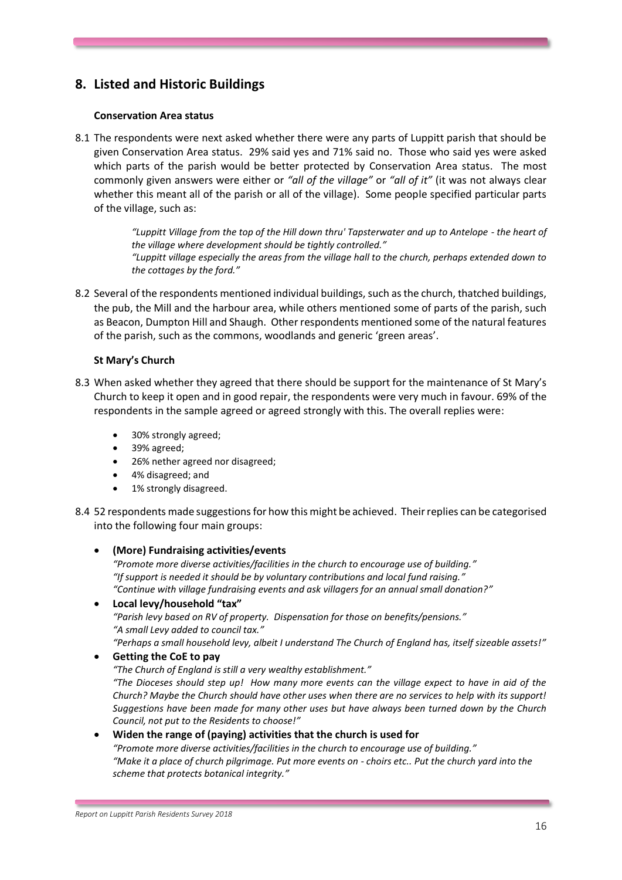## 8. Listed and Historic Buildings

**Conservation Area status**

8.1 The respondents were next asked whether there were any parts of Luppitt parish that should be given Conservation Area status. 29% said yes and 71% said no. Those who said yes were asked which parts of the parish would be better protected by Conservation Area status. The most commonly given answers were either or *"all of the village"* or *"all of it"* (it was not always clear whether this meant all of the parish or all of the village). Some people specified particular parts of the village, such as:

> *"Luppitt Village from the top of the Hill down thru' Tapsterwater and up to Antelope - the heart of the village where development should be tightly controlled."*
> *"Luppitt village especially the areas from the village hall to the church, perhaps extended down to the cottages by the ford."*

8.2 Several of the respondents mentioned individual buildings, such as the church, thatched buildings, the pub, the Mill and the harbour area, while others mentioned some of parts of the parish, such as Beacon, Dumpton Hill and Shaugh. Other respondents mentioned some of the natural features of the parish, such as the commons, woodlands and generic 'green areas'.

**St Mary's Church**

8.3 When asked whether they agreed that there should be support for the maintenance of St Mary's Church to keep it open and in good repair, the respondents were very much in favour. 69% of the respondents in the sample agreed or agreed strongly with this. The overall replies were:

- 30% strongly agreed;
- 39% agreed;
- 26% nether agreed nor disagreed;
- 4% disagreed; and
- 1% strongly disagreed.

8.4 52 respondents made suggestions for how this might be achieved. Their replies can be categorised into the following four main groups:

- **(More) Fundraising activities/events**
  *"Promote more diverse activities/facilities in the church to encourage use of building."*
  *"If support is needed it should be by voluntary contributions and local fund raising."*
  *"Continue with village fundraising events and ask villagers for an annual small donation?"*
- **Local levy/household "tax"**
  *"Parish levy based on RV of property. Dispensation for those on benefits/pensions."*
  *"A small Levy added to council tax."*
  *"Perhaps a small household levy, albeit I understand The Church of England has, itself sizeable assets!"*
- **Getting the CoE to pay**
  *"The Church of England is still a very wealthy establishment."*
  *"The Dioceses should step up! How many more events can the village expect to have in aid of the Church? Maybe the Church should have other uses when there are no services to help with its support! Suggestions have been made for many other uses but have always been turned down by the Church Council, not put to the Residents to choose!"*
- **Widen the range of (paying) activities that the church is used for**
  *"Promote more diverse activities/facilities in the church to encourage use of building."*
  *"Make it a place of church pilgrimage. Put more events on - choirs etc.. Put the church yard into the scheme that protects botanical integrity."*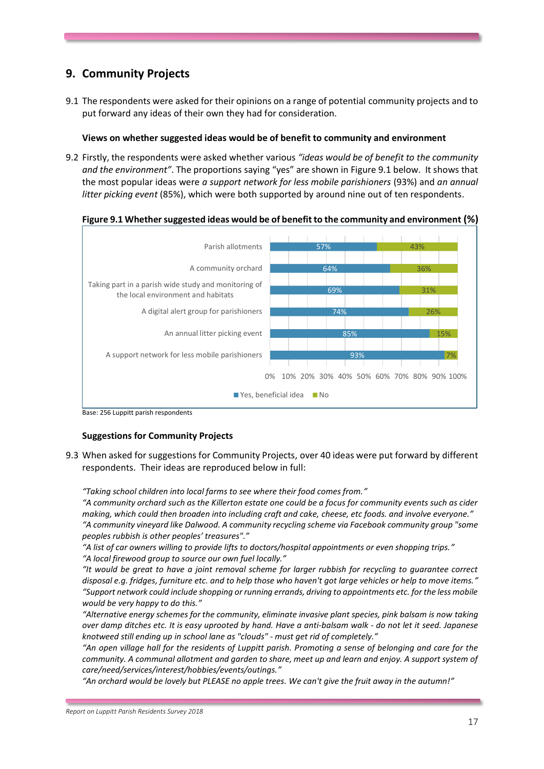## 9. Community Projects

9.1 The respondents were asked for their opinions on a range of potential community projects and to put forward any ideas of their own they had for consideration.

**Views on whether suggested ideas would be of benefit to community and environment**

9.2 Firstly, the respondents were asked whether various *"ideas would be of benefit to the community and the environment"*. The proportions saying "yes" are shown in Figure 9.1 below. It shows that the most popular ideas were *a support network for less mobile parishioners* (93%) and *an annual litter picking event* (85%), which were both supported by around nine out of ten respondents.

**Figure 9.1 Whether suggested ideas would be of benefit to the community and environment (%)**

| | Yes, beneficial idea | No |
|---|---|---|
| Parish allotments | 57% | 43% |
| A community orchard | 64% | 36% |
| Taking part in a parish wide study and monitoring of the local environment and habitats | 69% | 31% |
| A digital alert group for parishioners | 74% | 26% |
| An annual litter picking event | 85% | 15% |
| A support network for less mobile parishioners | 93% | 7% |

Base: 256 Luppitt parish respondents

**Suggestions for Community Projects**

9.3 When asked for suggestions for Community Projects, over 40 ideas were put forward by different respondents. Their ideas are reproduced below in full:

*"Taking school children into local farms to see where their food comes from."*

*"A community orchard such as the Killerton estate one could be a focus for community events such as cider making, which could then broaden into including craft and cake, cheese, etc foods. and involve everyone."*

*"A community vineyard like Dalwood. A community recycling scheme via Facebook community group "some peoples rubbish is other peoples' treasures"."*

*"A list of car owners willing to provide lifts to doctors/hospital appointments or even shopping trips."*

*"A local firewood group to source our own fuel locally."*

*"It would be great to have a joint removal scheme for larger rubbish for recycling to guarantee correct disposal e.g. fridges, furniture etc. and to help those who haven't got large vehicles or help to move items."*

*"Support network could include shopping or running errands, driving to appointments etc. for the less mobile would be very happy to do this."*

*"Alternative energy schemes for the community, eliminate invasive plant species, pink balsam is now taking over damp ditches etc. It is easy uprooted by hand. Have a anti-balsam walk - do not let it seed. Japanese knotweed still ending up in school lane as "clouds" - must get rid of completely."*

*"An open village hall for the residents of Luppitt parish. Promoting a sense of belonging and care for the community. A communal allotment and garden to share, meet up and learn and enjoy. A support system of care/need/services/interest/hobbies/events/outings."*

*"An orchard would be lovely but PLEASE no apple trees. We can't give the fruit away in the autumn!"*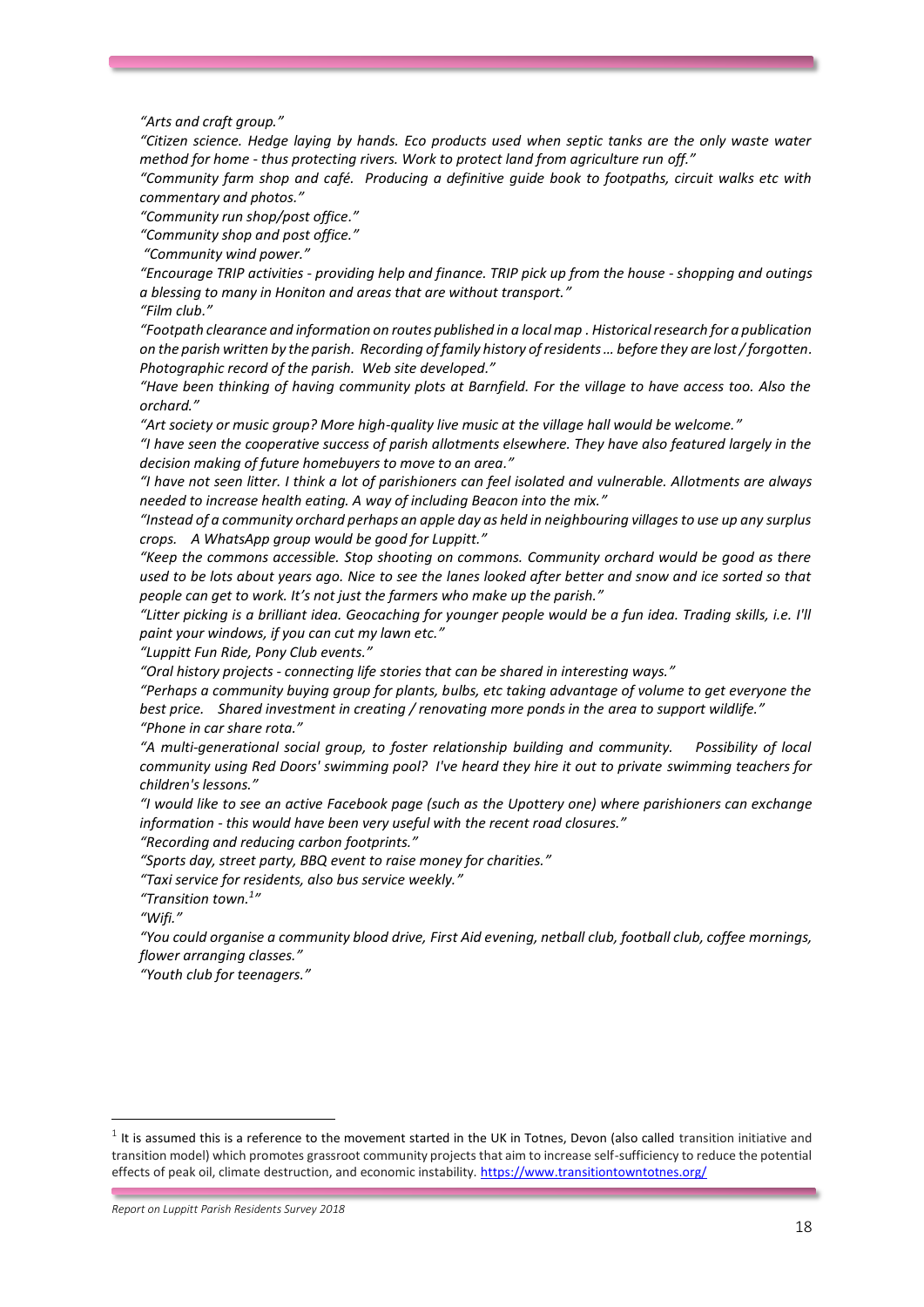*"Arts and craft group."*

*"Citizen science. Hedge laying by hands. Eco products used when septic tanks are the only waste water method for home - thus protecting rivers. Work to protect land from agriculture run off."*

*"Community farm shop and café. Producing a definitive guide book to footpaths, circuit walks etc with commentary and photos."*

*"Community run shop/post office."*

*"Community shop and post office."*

*"Community wind power."*

*"Encourage TRIP activities - providing help and finance. TRIP pick up from the house - shopping and outings a blessing to many in Honiton and areas that are without transport."*

*"Film club."*

*"Footpath clearance and information on routes published in a local map . Historical research for a publication on the parish written by the parish. Recording of family history of residents… before they are lost / forgotten. Photographic record of the parish. Web site developed."*

*"Have been thinking of having community plots at Barnfield. For the village to have access too. Also the orchard."*

*"Art society or music group? More high-quality live music at the village hall would be welcome."*

*"I have seen the cooperative success of parish allotments elsewhere. They have also featured largely in the decision making of future homebuyers to move to an area."*

*"I have not seen litter. I think a lot of parishioners can feel isolated and vulnerable. Allotments are always needed to increase health eating. A way of including Beacon into the mix."*

*"Instead of a community orchard perhaps an apple day as held in neighbouring villages to use up any surplus crops. A WhatsApp group would be good for Luppitt."*

*"Keep the commons accessible. Stop shooting on commons. Community orchard would be good as there used to be lots about years ago. Nice to see the lanes looked after better and snow and ice sorted so that people can get to work. It's not just the farmers who make up the parish."*

*"Litter picking is a brilliant idea. Geocaching for younger people would be a fun idea. Trading skills, i.e. I'll paint your windows, if you can cut my lawn etc."*

*"Luppitt Fun Ride, Pony Club events."*

*"Oral history projects - connecting life stories that can be shared in interesting ways."*

*"Perhaps a community buying group for plants, bulbs, etc taking advantage of volume to get everyone the best price. Shared investment in creating / renovating more ponds in the area to support wildlife."*

*"Phone in car share rota."*

*"A multi-generational social group, to foster relationship building and community. Possibility of local community using Red Doors' swimming pool? I've heard they hire it out to private swimming teachers for children's lessons."*

*"I would like to see an active Facebook page (such as the Upottery one) where parishioners can exchange information - this would have been very useful with the recent road closures."*

*"Recording and reducing carbon footprints."*

*"Sports day, street party, BBQ event to raise money for charities."*

*"Taxi service for residents, also bus service weekly."*

*"Transition town.[1]"*

*"Wifi."*

*"You could organise a community blood drive, First Aid evening, netball club, football club, coffee mornings, flower arranging classes."*

*"Youth club for teenagers."*

---

[1] It is assumed this is a reference to the movement started in the UK in Totnes, Devon (also called transition initiative and transition model) which promotes grassroot community projects that aim to increase self-sufficiency to reduce the potential effects of peak oil, climate destruction, and economic instability. https://www.transitiontowntotnes.org/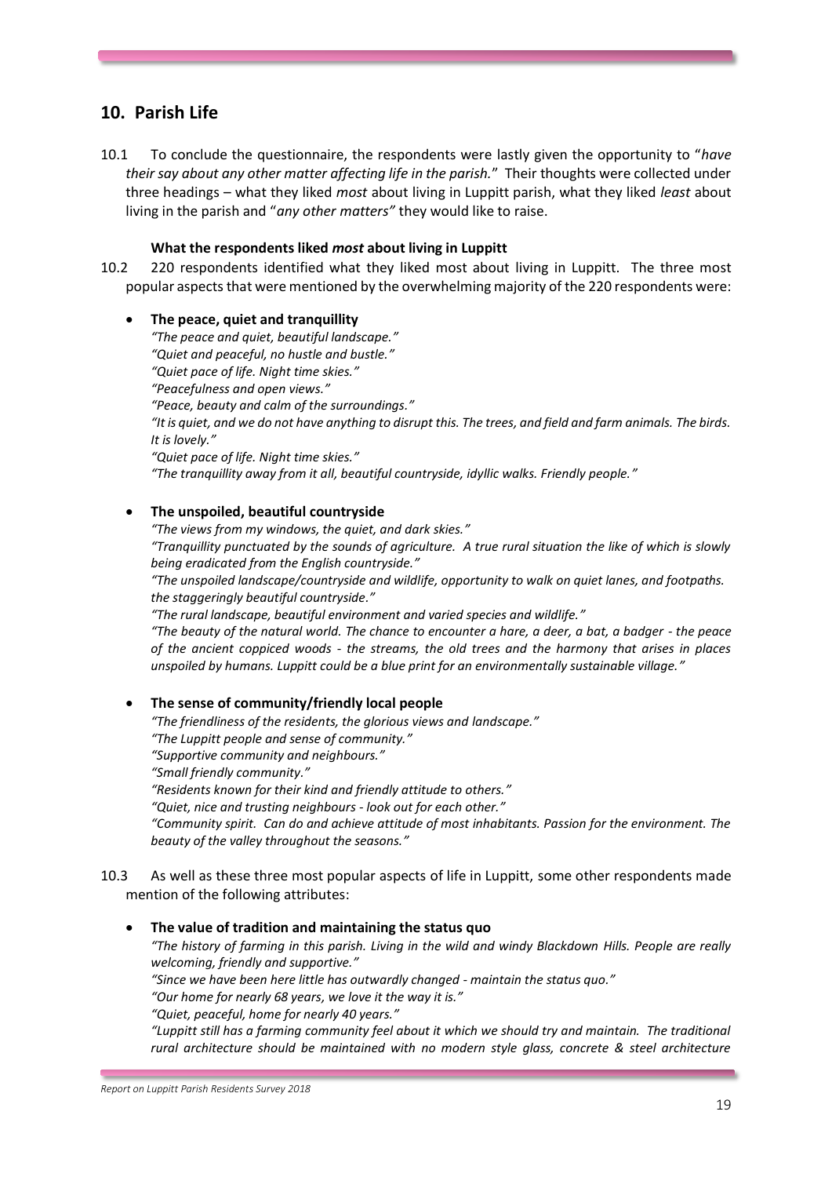## 10. Parish Life

10.1 To conclude the questionnaire, the respondents were lastly given the opportunity to "*have their say about any other matter affecting life in the parish.*" Their thoughts were collected under three headings – what they liked *most* about living in Luppitt parish, what they liked *least* about living in the parish and "*any other matters"* they would like to raise.

**What the respondents liked *most* about living in Luppitt**

10.2 220 respondents identified what they liked most about living in Luppitt. The three most popular aspects that were mentioned by the overwhelming majority of the 220 respondents were:

- **The peace, quiet and tranquillity**
  *"The peace and quiet, beautiful landscape."*
  *"Quiet and peaceful, no hustle and bustle."*
  *"Quiet pace of life. Night time skies."*
  *"Peacefulness and open views."*
  *"Peace, beauty and calm of the surroundings."*
  *"It is quiet, and we do not have anything to disrupt this. The trees, and field and farm animals. The birds. It is lovely."*
  *"Quiet pace of life. Night time skies."*
  *"The tranquillity away from it all, beautiful countryside, idyllic walks. Friendly people."*

- **The unspoiled, beautiful countryside**
  *"The views from my windows, the quiet, and dark skies."*
  *"Tranquillity punctuated by the sounds of agriculture. A true rural situation the like of which is slowly being eradicated from the English countryside."*
  *"The unspoiled landscape/countryside and wildlife, opportunity to walk on quiet lanes, and footpaths. the staggeringly beautiful countryside."*
  *"The rural landscape, beautiful environment and varied species and wildlife."*
  *"The beauty of the natural world. The chance to encounter a hare, a deer, a bat, a badger - the peace of the ancient coppiced woods - the streams, the old trees and the harmony that arises in places unspoiled by humans. Luppitt could be a blue print for an environmentally sustainable village."*

- **The sense of community/friendly local people**
  *"The friendliness of the residents, the glorious views and landscape."*
  *"The Luppitt people and sense of community."*
  *"Supportive community and neighbours."*
  *"Small friendly community."*
  *"Residents known for their kind and friendly attitude to others."*
  *"Quiet, nice and trusting neighbours - look out for each other."*
  *"Community spirit. Can do and achieve attitude of most inhabitants. Passion for the environment. The beauty of the valley throughout the seasons."*

10.3 As well as these three most popular aspects of life in Luppitt, some other respondents made mention of the following attributes:

- **The value of tradition and maintaining the status quo**
  *"The history of farming in this parish. Living in the wild and windy Blackdown Hills. People are really welcoming, friendly and supportive."*
  *"Since we have been here little has outwardly changed - maintain the status quo."*
  *"Our home for nearly 68 years, we love it the way it is."*
  *"Quiet, peaceful, home for nearly 40 years."*
  *"Luppitt still has a farming community feel about it which we should try and maintain. The traditional rural architecture should be maintained with no modern style glass, concrete & steel architecture*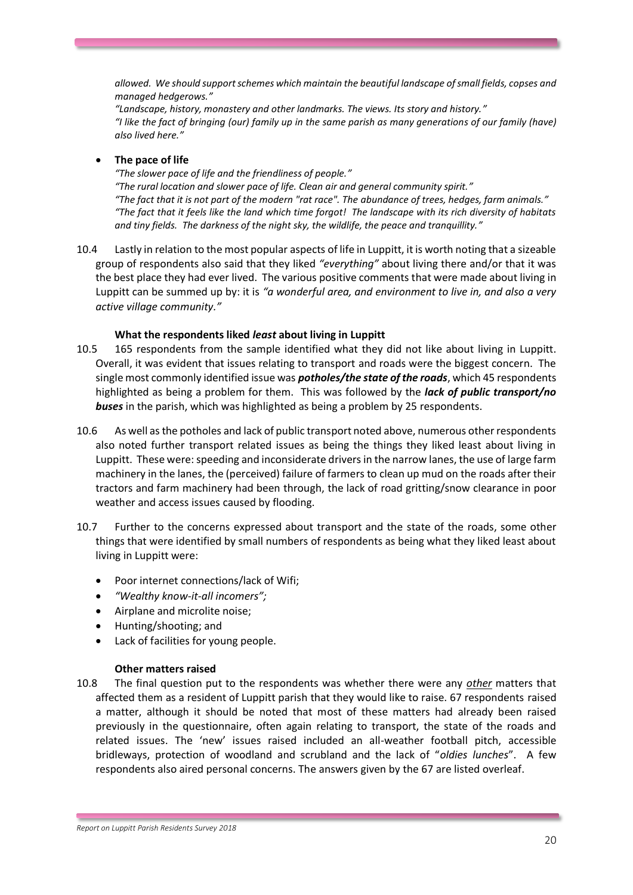*allowed. We should support schemes which maintain the beautiful landscape of small fields, copses and managed hedgerows."*

*"Landscape, history, monastery and other landmarks. The views. Its story and history."*

*"I like the fact of bringing (our) family up in the same parish as many generations of our family (have) also lived here."*

- **The pace of life**

  *"The slower pace of life and the friendliness of people."*

  *"The rural location and slower pace of life. Clean air and general community spirit."*

  *"The fact that it is not part of the modern "rat race". The abundance of trees, hedges, farm animals."*

  *"The fact that it feels like the land which time forgot! The landscape with its rich diversity of habitats and tiny fields. The darkness of the night sky, the wildlife, the peace and tranquillity."*

10.4 Lastly in relation to the most popular aspects of life in Luppitt, it is worth noting that a sizeable group of respondents also said that they liked *"everything"* about living there and/or that it was the best place they had ever lived. The various positive comments that were made about living in Luppitt can be summed up by: it is *"a wonderful area, and environment to live in, and also a very active village community."*

**What the respondents liked *least* about living in Luppitt**

10.5 165 respondents from the sample identified what they did not like about living in Luppitt. Overall, it was evident that issues relating to transport and roads were the biggest concern. The single most commonly identified issue was ***potholes/the state of the roads***, which 45 respondents highlighted as being a problem for them. This was followed by the ***lack of public transport/no buses*** in the parish, which was highlighted as being a problem by 25 respondents.

10.6 As well as the potholes and lack of public transport noted above, numerous other respondents also noted further transport related issues as being the things they liked least about living in Luppitt. These were: speeding and inconsiderate drivers in the narrow lanes, the use of large farm machinery in the lanes, the (perceived) failure of farmers to clean up mud on the roads after their tractors and farm machinery had been through, the lack of road gritting/snow clearance in poor weather and access issues caused by flooding.

10.7 Further to the concerns expressed about transport and the state of the roads, some other things that were identified by small numbers of respondents as being what they liked least about living in Luppitt were:

- Poor internet connections/lack of Wifi;
- *"Wealthy know-it-all incomers";*
- Airplane and microlite noise;
- Hunting/shooting; and
- Lack of facilities for young people.

**Other matters raised**

10.8 The final question put to the respondents was whether there were any *other* matters that affected them as a resident of Luppitt parish that they would like to raise. 67 respondents raised a matter, although it should be noted that most of these matters had already been raised previously in the questionnaire, often again relating to transport, the state of the roads and related issues. The 'new' issues raised included an all-weather football pitch, accessible bridleways, protection of woodland and scrubland and the lack of "*oldies lunches*". A few respondents also aired personal concerns. The answers given by the 67 are listed overleaf.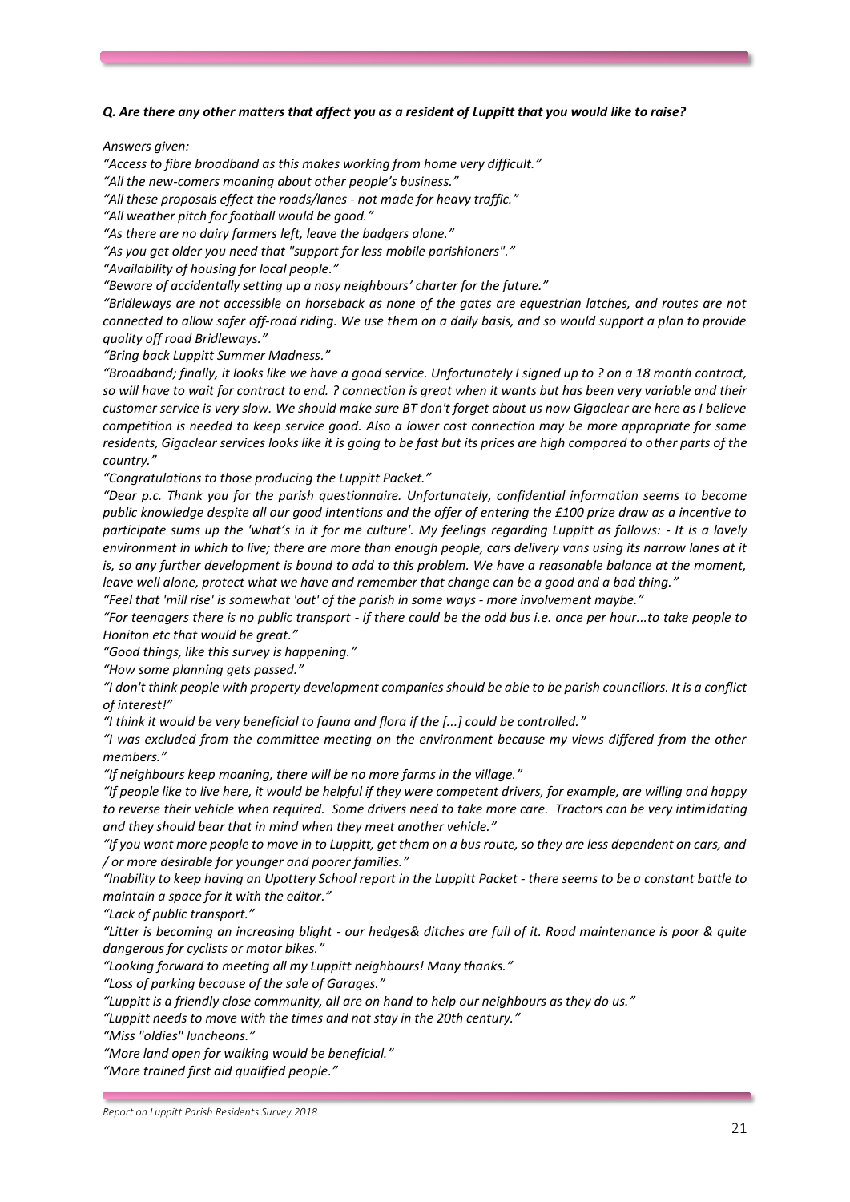***Q. Are there any other matters that affect you as a resident of Luppitt that you would like to raise?***

*Answers given:*

*“Access to fibre broadband as this makes working from home very difficult.”*

*“All the new-comers moaning about other people’s business.”*

*“All these proposals effect the roads/lanes - not made for heavy traffic.”*

*“All weather pitch for football would be good.”*

*“As there are no dairy farmers left, leave the badgers alone.”*

*“As you get older you need that "support for less mobile parishioners".”*

*“Availability of housing for local people.”*

*“Beware of accidentally setting up a nosy neighbours’ charter for the future.”*

*“Bridleways are not accessible on horseback as none of the gates are equestrian latches, and routes are not connected to allow safer off-road riding. We use them on a daily basis, and so would support a plan to provide quality off road Bridleways.”*

*“Bring back Luppitt Summer Madness.”*

*“Broadband; finally, it looks like we have a good service. Unfortunately I signed up to ? on a 18 month contract, so will have to wait for contract to end. ? connection is great when it wants but has been very variable and their customer service is very slow. We should make sure BT don't forget about us now Gigaclear are here as I believe competition is needed to keep service good. Also a lower cost connection may be more appropriate for some residents, Gigaclear services looks like it is going to be fast but its prices are high compared to other parts of the country.”*

*“Congratulations to those producing the Luppitt Packet.”*

*“Dear p.c. Thank you for the parish questionnaire. Unfortunately, confidential information seems to become public knowledge despite all our good intentions and the offer of entering the £100 prize draw as a incentive to participate sums up the 'what’s in it for me culture'. My feelings regarding Luppitt as follows: - It is a lovely environment in which to live; there are more than enough people, cars delivery vans using its narrow lanes at it is, so any further development is bound to add to this problem. We have a reasonable balance at the moment, leave well alone, protect what we have and remember that change can be a good and a bad thing.”*

*“Feel that 'mill rise' is somewhat 'out' of the parish in some ways - more involvement maybe.”*

*“For teenagers there is no public transport - if there could be the odd bus i.e. once per hour...to take people to Honiton etc that would be great.”*

*“Good things, like this survey is happening.”*

*“How some planning gets passed.”*

*“I don't think people with property development companies should be able to be parish councillors. It is a conflict of interest!”*

*“I think it would be very beneficial to fauna and flora if the [...] could be controlled.”*

*“I was excluded from the committee meeting on the environment because my views differed from the other members.”*

*“If neighbours keep moaning, there will be no more farms in the village.”*

*“If people like to live here, it would be helpful if they were competent drivers, for example, are willing and happy to reverse their vehicle when required. Some drivers need to take more care. Tractors can be very intimidating and they should bear that in mind when they meet another vehicle.”*

*“If you want more people to move in to Luppitt, get them on a bus route, so they are less dependent on cars, and / or more desirable for younger and poorer families.”*

*“Inability to keep having an Upottery School report in the Luppitt Packet - there seems to be a constant battle to maintain a space for it with the editor.”*

*“Lack of public transport.”*

*“Litter is becoming an increasing blight - our hedges& ditches are full of it. Road maintenance is poor & quite dangerous for cyclists or motor bikes.”*

*“Looking forward to meeting all my Luppitt neighbours! Many thanks.”*

*“Loss of parking because of the sale of Garages.”*

*“Luppitt is a friendly close community, all are on hand to help our neighbours as they do us.”*

*“Luppitt needs to move with the times and not stay in the 20th century.”*

*“Miss "oldies" luncheons.”*

*“More land open for walking would be beneficial.”*

*“More trained first aid qualified people.”*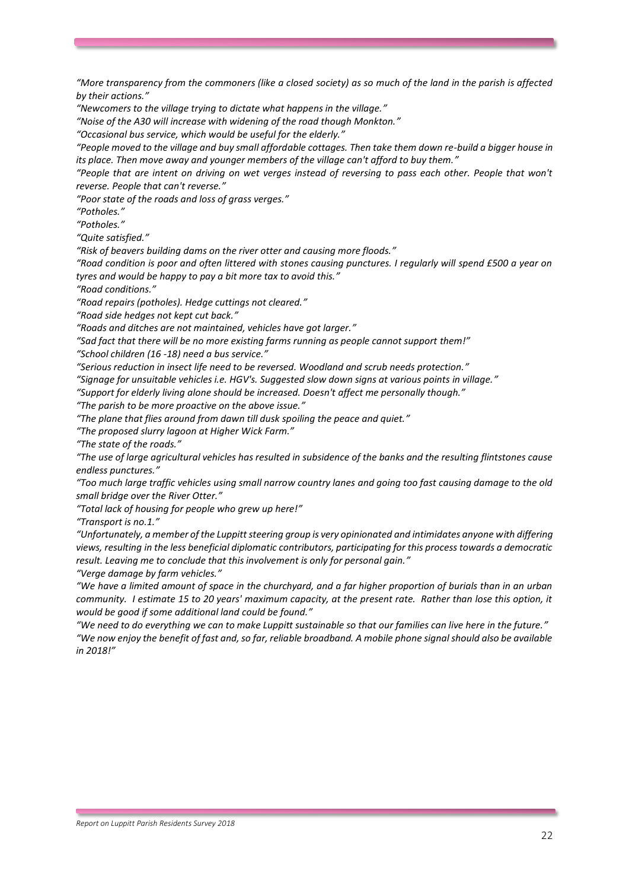*“More transparency from the commoners (like a closed society) as so much of the land in the parish is affected by their actions.”*

*“Newcomers to the village trying to dictate what happens in the village.”*

*“Noise of the A30 will increase with widening of the road though Monkton.”*

*“Occasional bus service, which would be useful for the elderly.”*

*“People moved to the village and buy small affordable cottages. Then take them down re-build a bigger house in its place. Then move away and younger members of the village can't afford to buy them.”*

*“People that are intent on driving on wet verges instead of reversing to pass each other. People that won't reverse. People that can't reverse.”*

*“Poor state of the roads and loss of grass verges.”*

*“Potholes.”*

*“Potholes.”*

*“Quite satisfied.”*

*“Risk of beavers building dams on the river otter and causing more floods.”*

*“Road condition is poor and often littered with stones causing punctures. I regularly will spend £500 a year on tyres and would be happy to pay a bit more tax to avoid this.”*

*“Road conditions.”*

*“Road repairs (potholes). Hedge cuttings not cleared.”*

*“Road side hedges not kept cut back.”*

*“Roads and ditches are not maintained, vehicles have got larger.”*

*“Sad fact that there will be no more existing farms running as people cannot support them!”*

*“School children (16 -18) need a bus service.”*

*“Serious reduction in insect life need to be reversed. Woodland and scrub needs protection.”*

*“Signage for unsuitable vehicles i.e. HGV's. Suggested slow down signs at various points in village.”*

*“Support for elderly living alone should be increased. Doesn't affect me personally though.”*

*“The parish to be more proactive on the above issue.”*

*“The plane that flies around from dawn till dusk spoiling the peace and quiet.”*

*“The proposed slurry lagoon at Higher Wick Farm.”*

*“The state of the roads.”*

*“The use of large agricultural vehicles has resulted in subsidence of the banks and the resulting flintstones cause endless punctures.”*

*“Too much large traffic vehicles using small narrow country lanes and going too fast causing damage to the old small bridge over the River Otter.”*

*“Total lack of housing for people who grew up here!”*

*“Transport is no.1.”*

*“Unfortunately, a member of the Luppitt steering group is very opinionated and intimidates anyone with differing views, resulting in the less beneficial diplomatic contributors, participating for this process towards a democratic result. Leaving me to conclude that this involvement is only for personal gain.”*

*“Verge damage by farm vehicles.”*

*“We have a limited amount of space in the churchyard, and a far higher proportion of burials than in an urban community. I estimate 15 to 20 years' maximum capacity, at the present rate. Rather than lose this option, it would be good if some additional land could be found.”*

*“We need to do everything we can to make Luppitt sustainable so that our families can live here in the future.”*

*“We now enjoy the benefit of fast and, so far, reliable broadband. A mobile phone signal should also be available in 2018!”*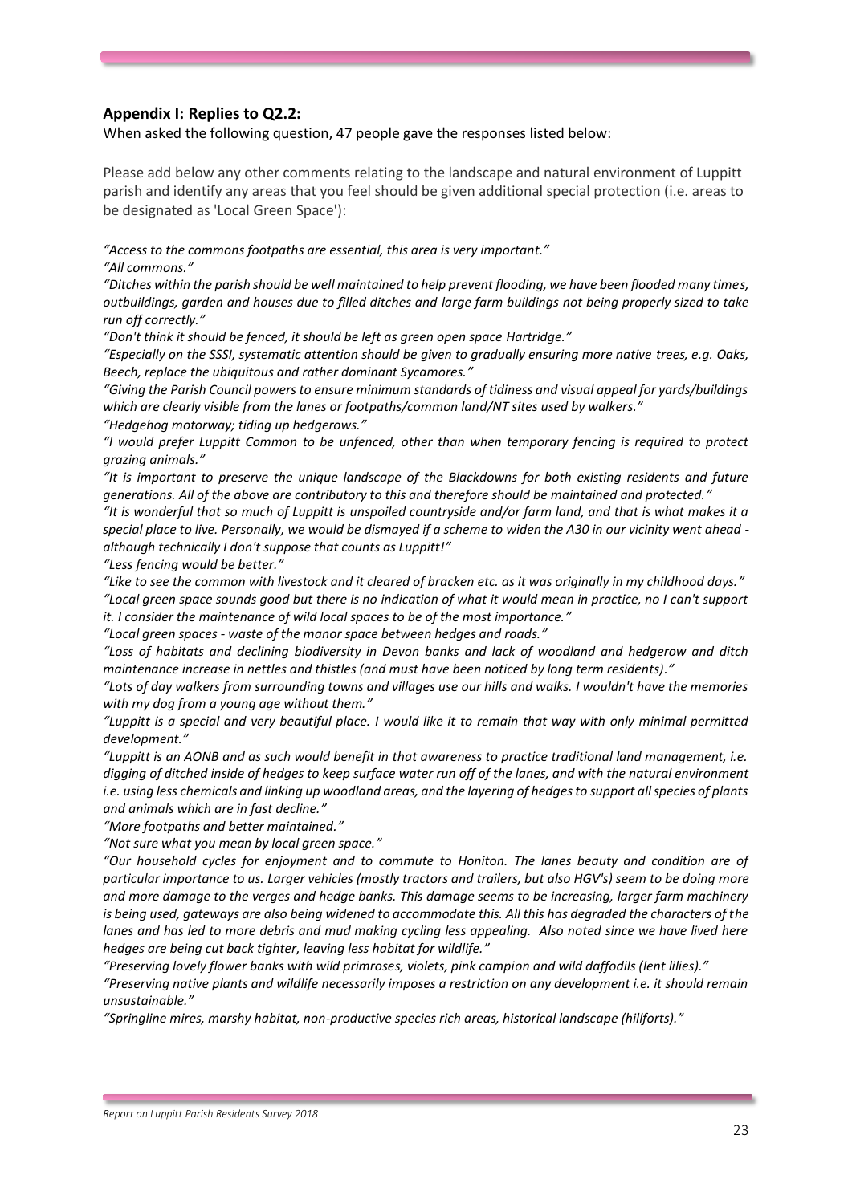### Appendix I: Replies to Q2.2:

When asked the following question, 47 people gave the responses listed below:

Please add below any other comments relating to the landscape and natural environment of Luppitt parish and identify any areas that you feel should be given additional special protection (i.e. areas to be designated as 'Local Green Space'):

*"Access to the commons footpaths are essential, this area is very important."*

*"All commons."*

*"Ditches within the parish should be well maintained to help prevent flooding, we have been flooded many times, outbuildings, garden and houses due to filled ditches and large farm buildings not being properly sized to take run off correctly."*

*"Don't think it should be fenced, it should be left as green open space Hartridge."*

*"Especially on the SSSI, systematic attention should be given to gradually ensuring more native trees, e.g. Oaks, Beech, replace the ubiquitous and rather dominant Sycamores."*

*"Giving the Parish Council powers to ensure minimum standards of tidiness and visual appeal for yards/buildings which are clearly visible from the lanes or footpaths/common land/NT sites used by walkers."*

*"Hedgehog motorway; tiding up hedgerows."*

*"I would prefer Luppitt Common to be unfenced, other than when temporary fencing is required to protect grazing animals."*

*"It is important to preserve the unique landscape of the Blackdowns for both existing residents and future generations. All of the above are contributory to this and therefore should be maintained and protected."*

*"It is wonderful that so much of Luppitt is unspoiled countryside and/or farm land, and that is what makes it a special place to live. Personally, we would be dismayed if a scheme to widen the A30 in our vicinity went ahead - although technically I don't suppose that counts as Luppitt!"*

*"Less fencing would be better."*

*"Like to see the common with livestock and it cleared of bracken etc. as it was originally in my childhood days."*

*"Local green space sounds good but there is no indication of what it would mean in practice, no I can't support it. I consider the maintenance of wild local spaces to be of the most importance."*

*"Local green spaces - waste of the manor space between hedges and roads."*

*"Loss of habitats and declining biodiversity in Devon banks and lack of woodland and hedgerow and ditch maintenance increase in nettles and thistles (and must have been noticed by long term residents)."*

*"Lots of day walkers from surrounding towns and villages use our hills and walks. I wouldn't have the memories with my dog from a young age without them."*

*"Luppitt is a special and very beautiful place. I would like it to remain that way with only minimal permitted development."*

*"Luppitt is an AONB and as such would benefit in that awareness to practice traditional land management, i.e. digging of ditched inside of hedges to keep surface water run off of the lanes, and with the natural environment i.e. using less chemicals and linking up woodland areas, and the layering of hedges to support all species of plants and animals which are in fast decline."*

*"More footpaths and better maintained."*

*"Not sure what you mean by local green space."*

*"Our household cycles for enjoyment and to commute to Honiton. The lanes beauty and condition are of particular importance to us. Larger vehicles (mostly tractors and trailers, but also HGV's) seem to be doing more and more damage to the verges and hedge banks. This damage seems to be increasing, larger farm machinery is being used, gateways are also being widened to accommodate this. All this has degraded the characters of the lanes and has led to more debris and mud making cycling less appealing. Also noted since we have lived here hedges are being cut back tighter, leaving less habitat for wildlife."*

*"Preserving lovely flower banks with wild primroses, violets, pink campion and wild daffodils (lent lilies)."*

*"Preserving native plants and wildlife necessarily imposes a restriction on any development i.e. it should remain unsustainable."*

*"Springline mires, marshy habitat, non-productive species rich areas, historical landscape (hillforts)."*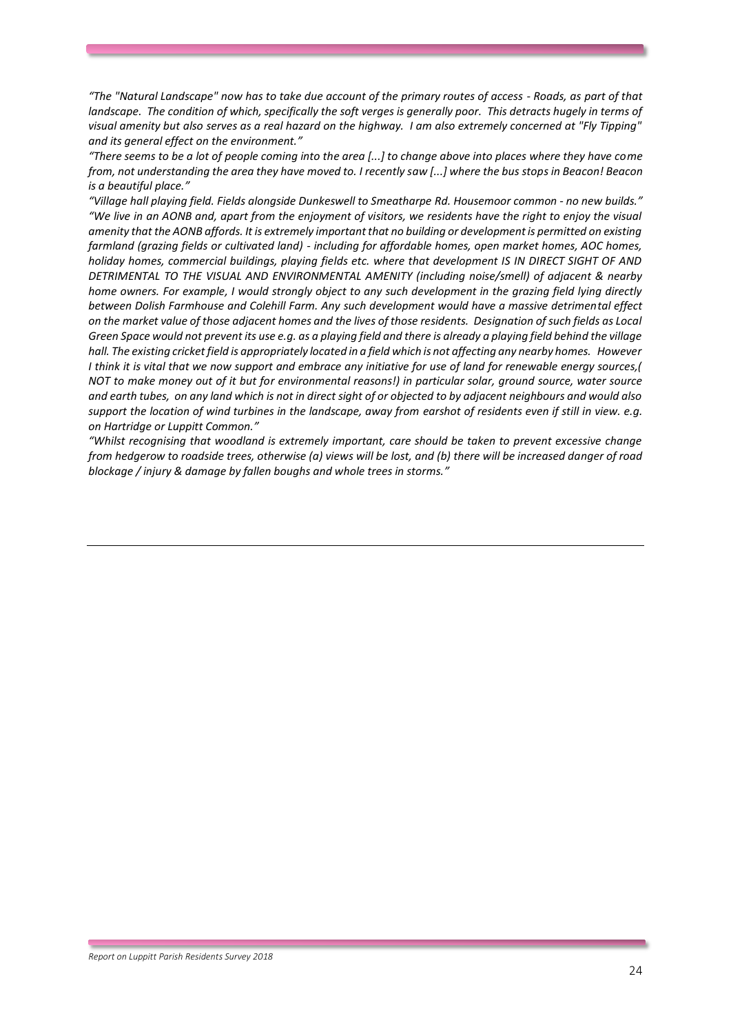*“The "Natural Landscape" now has to take due account of the primary routes of access - Roads, as part of that landscape. The condition of which, specifically the soft verges is generally poor. This detracts hugely in terms of visual amenity but also serves as a real hazard on the highway. I am also extremely concerned at "Fly Tipping" and its general effect on the environment.”*

*“There seems to be a lot of people coming into the area [...] to change above into places where they have come from, not understanding the area they have moved to. I recently saw [...] where the bus stops in Beacon! Beacon is a beautiful place.”*

*“Village hall playing field. Fields alongside Dunkeswell to Smeatharpe Rd. Housemoor common - no new builds.”*

*“We live in an AONB and, apart from the enjoyment of visitors, we residents have the right to enjoy the visual amenity that the AONB affords. It is extremely important that no building or development is permitted on existing farmland (grazing fields or cultivated land) - including for affordable homes, open market homes, AOC homes, holiday homes, commercial buildings, playing fields etc. where that development IS IN DIRECT SIGHT OF AND DETRIMENTAL TO THE VISUAL AND ENVIRONMENTAL AMENITY (including noise/smell) of adjacent & nearby home owners. For example, I would strongly object to any such development in the grazing field lying directly between Dolish Farmhouse and Colehill Farm. Any such development would have a massive detrimental effect on the market value of those adjacent homes and the lives of those residents. Designation of such fields as Local Green Space would not prevent its use e.g. as a playing field and there is already a playing field behind the village hall. The existing cricket field is appropriately located in a field which is not affecting any nearby homes. However I think it is vital that we now support and embrace any initiative for use of land for renewable energy sources,( NOT to make money out of it but for environmental reasons!) in particular solar, ground source, water source and earth tubes, on any land which is not in direct sight of or objected to by adjacent neighbours and would also support the location of wind turbines in the landscape, away from earshot of residents even if still in view. e.g. on Hartridge or Luppitt Common.”*

*“Whilst recognising that woodland is extremely important, care should be taken to prevent excessive change from hedgerow to roadside trees, otherwise (a) views will be lost, and (b) there will be increased danger of road blockage / injury & damage by fallen boughs and whole trees in storms.”*